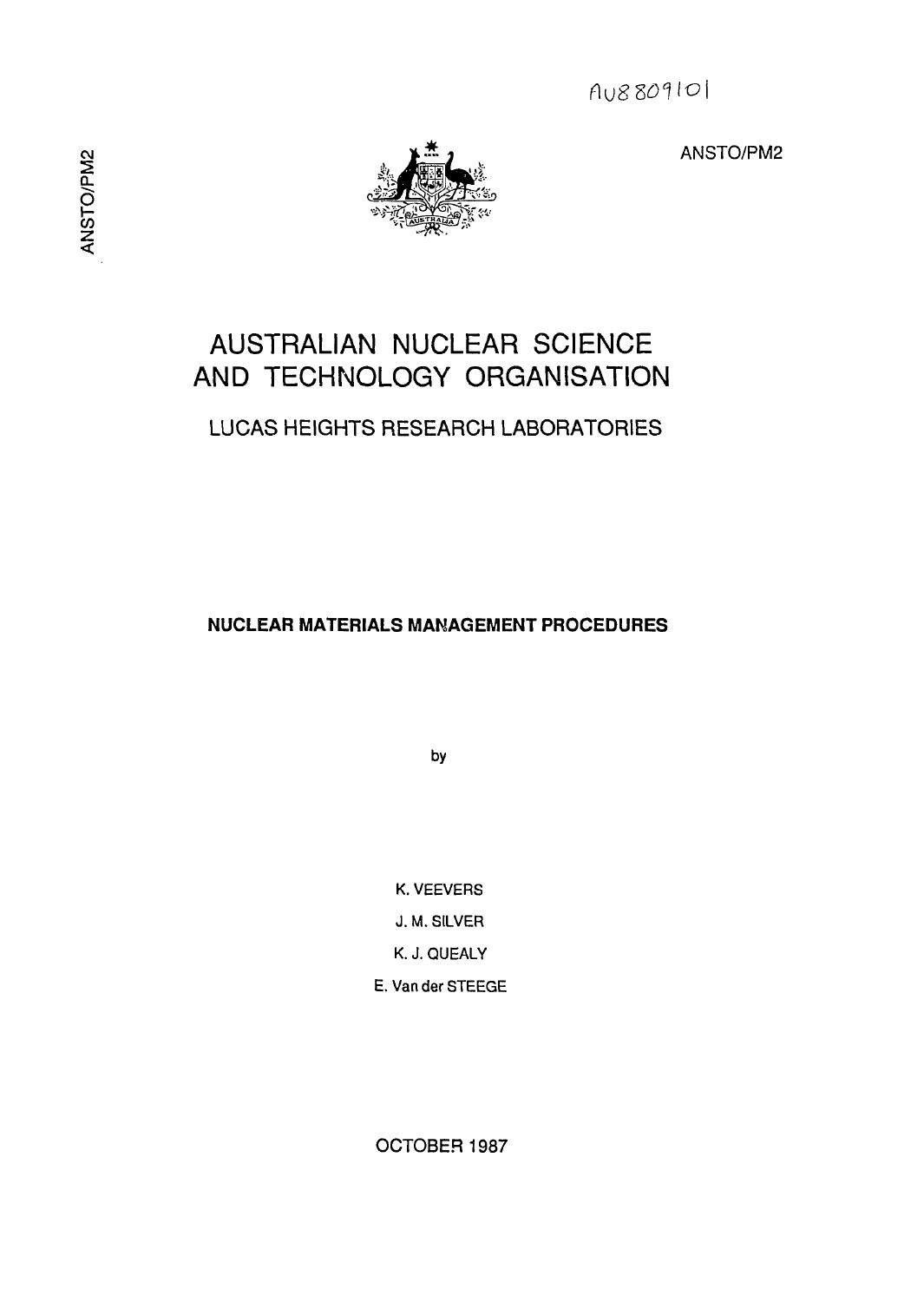AU8809101

ANSTO/PM2

# AUSTRALIAN NUCLEAR SCIENCE AND TECHNOLOGY ORGANISATION

## LUCAS HEIGHTS RESEARCH LABORATORIES

**NUCLEAR MATERIALS MANAGEMENT PROCEDURES**

by

K. VEEVERS

J. M. SILVER

K. J. QUEALY

E. Van der STEEGE

OCTOBER 1987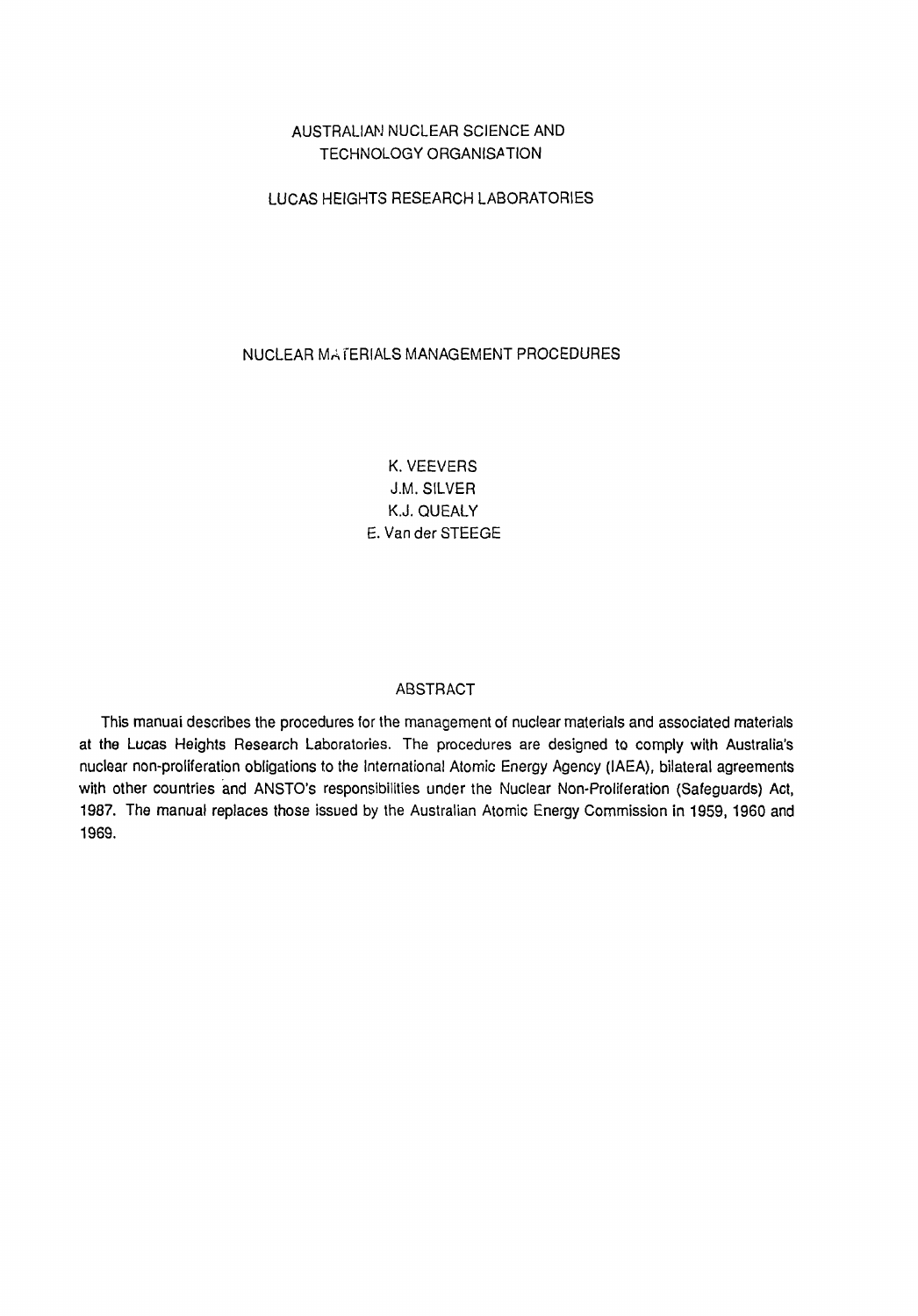AUSTRALIAN NUCLEAR SCIENCE AND TECHNOLOGY ORGANISATION

LUCAS HEIGHTS RESEARCH LABORATORIES

# NUCLEAR MATERIALS MANAGEMENT PROCEDURES

K. VEEVERS
J.M. SILVER
K.J. QUEALY
E. Van der STEEGE

## ABSTRACT

This manual describes the procedures for the management of nuclear materials and associated materials at the Lucas Heights Research Laboratories. The procedures are designed to comply with Australia's nuclear non-proliferation obligations to the International Atomic Energy Agency (IAEA), bilateral agreements with other countries and ANSTO's responsibilities under the Nuclear Non-Proliferation (Safeguards) Act, 1987. The manual replaces those issued by the Australian Atomic Energy Commission in 1959, 1960 and 1969.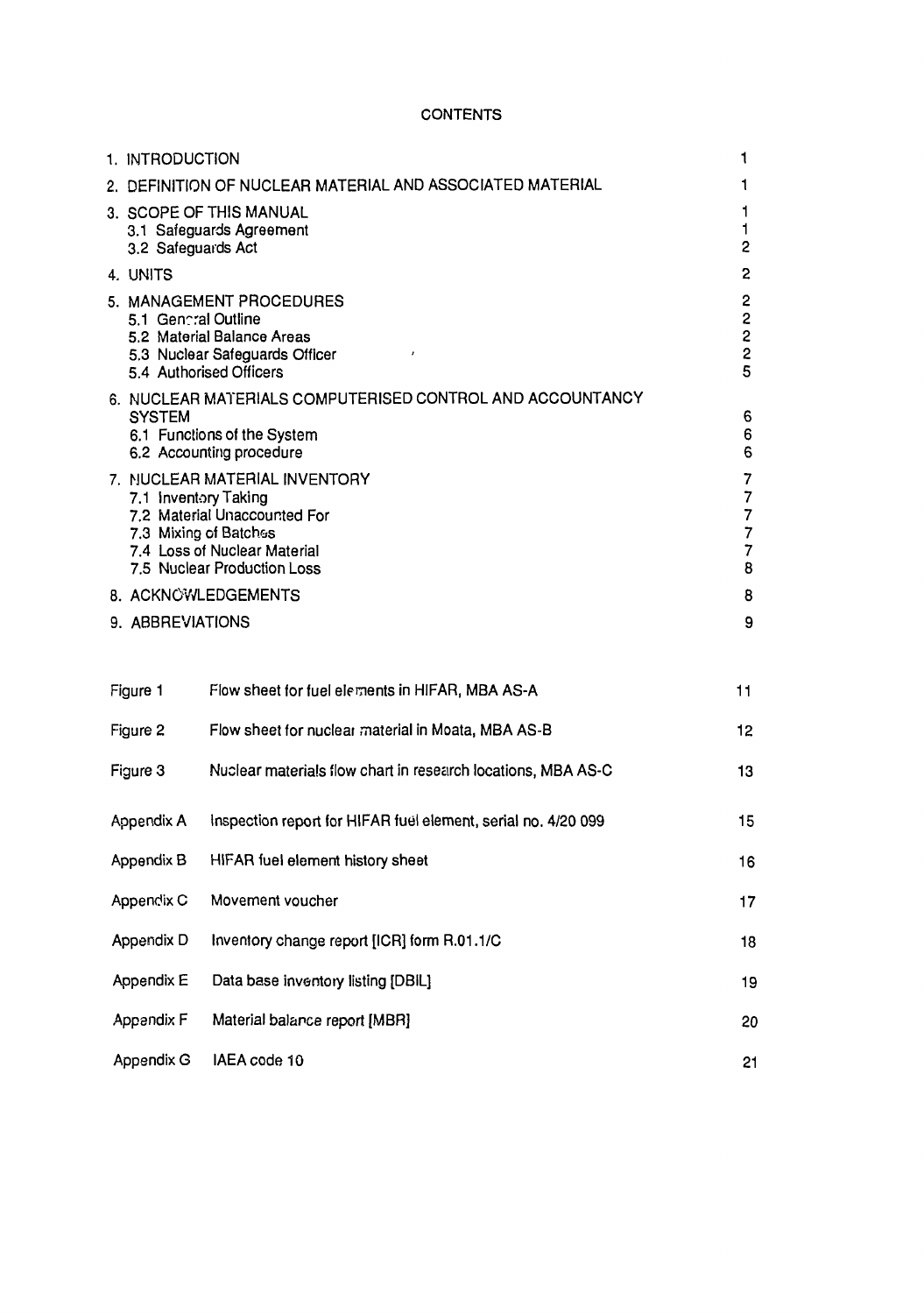# CONTENTS

| | |
|---|---|
| 1. INTRODUCTION | 1 |
| 2. DEFINITION OF NUCLEAR MATERIAL AND ASSOCIATED MATERIAL | 1 |
| 3. SCOPE OF THIS MANUAL | 1 |
| 3.1 Safeguards Agreement | 1 |
| 3.2 Safeguards Act | 2 |
| 4. UNITS | 2 |
| 5. MANAGEMENT PROCEDURES | 2 |
| 5.1 General Outline | 2 |
| 5.2 Material Balance Areas | 2 |
| 5.3 Nuclear Safeguards Officer | 2 |
| 5.4 Authorised Officers | 5 |
| 6. NUCLEAR MATERIALS COMPUTERISED CONTROL AND ACCOUNTANCY SYSTEM | 6 |
| 6.1 Functions of the System | 6 |
| 6.2 Accounting procedure | 6 |
| 7. NUCLEAR MATERIAL INVENTORY | 7 |
| 7.1 Inventory Taking | 7 |
| 7.2 Material Unaccounted For | 7 |
| 7.3 Mixing of Batches | 7 |
| 7.4 Loss of Nuclear Material | 7 |
| 7.5 Nuclear Production Loss | 8 |
| 8. ACKNOWLEDGEMENTS | 8 |
| 9. ABBREVIATIONS | 9 |

| | | |
|---|---|---|
| Figure 1 | Flow sheet for fuel elements in HIFAR, MBA AS-A | 11 |
| Figure 2 | Flow sheet for nuclear material in Moata, MBA AS-B | 12 |
| Figure 3 | Nuclear materials flow chart in research locations, MBA AS-C | 13 |
| Appendix A | Inspection report for HIFAR fuel element, serial no. 4/20 099 | 15 |
| Appendix B | HIFAR fuel element history sheet | 16 |
| Appendix C | Movement voucher | 17 |
| Appendix D | Inventory change report [ICR] form R.01.1/C | 18 |
| Appendix E | Data base inventory listing [DBIL] | 19 |
| Appendix F | Material balance report [MBR] | 20 |
| Appendix G | IAEA code 10 | 21 |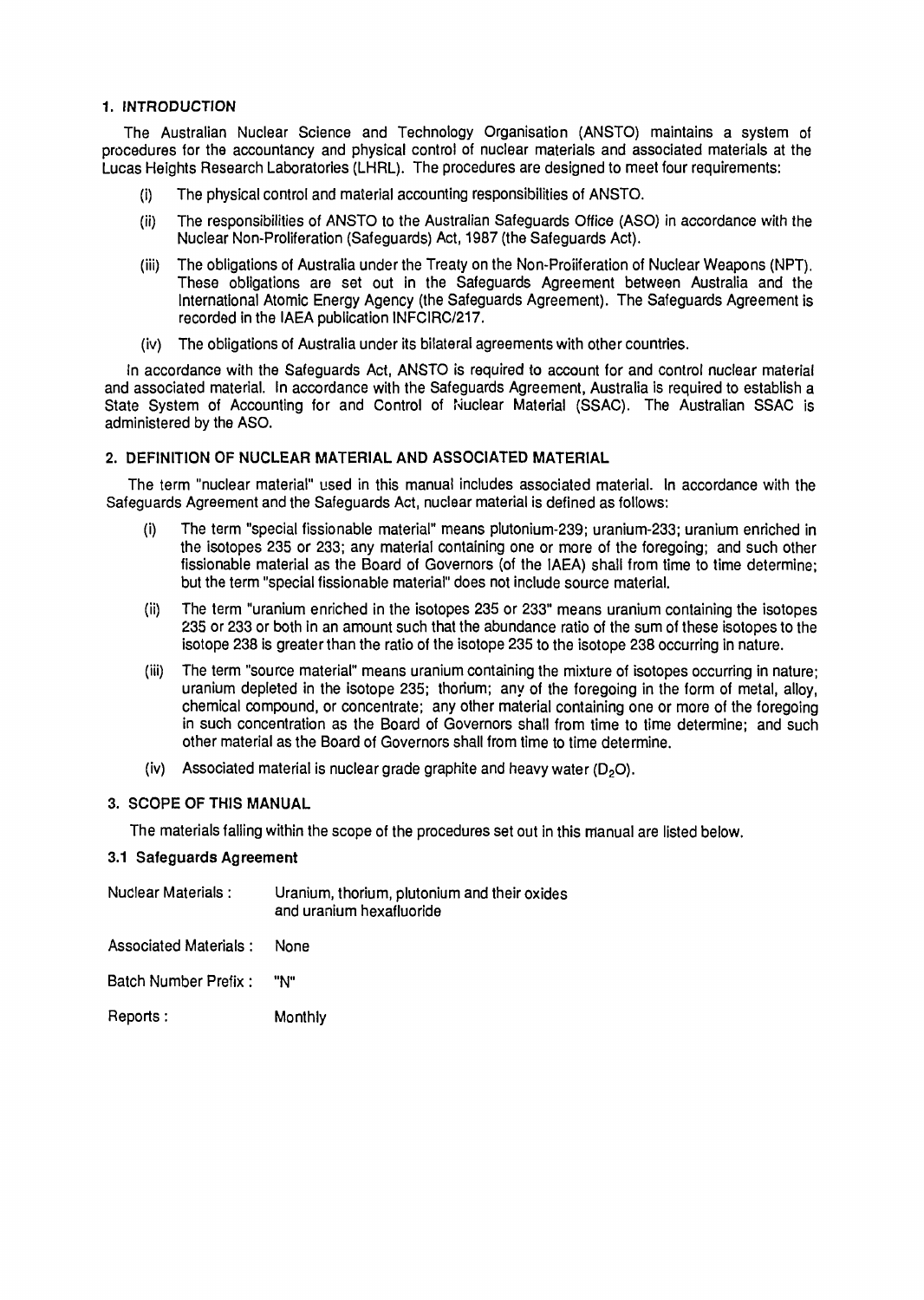## 1. INTRODUCTION

The Australian Nuclear Science and Technology Organisation (ANSTO) maintains a system of procedures for the accountancy and physical control of nuclear materials and associated materials at the Lucas Heights Research Laboratories (LHRL). The procedures are designed to meet four requirements:

- (i) The physical control and material accounting responsibilities of ANSTO.
- (ii) The responsibilities of ANSTO to the Australian Safeguards Office (ASO) in accordance with the Nuclear Non-Proliferation (Safeguards) Act, 1987 (the Safeguards Act).
- (iii) The obligations of Australia under the Treaty on the Non-Proliferation of Nuclear Weapons (NPT). These obligations are set out in the Safeguards Agreement between Australia and the International Atomic Energy Agency (the Safeguards Agreement). The Safeguards Agreement is recorded in the IAEA publication INFCIRC/217.
- (iv) The obligations of Australia under its bilateral agreements with other countries.

In accordance with the Safeguards Act, ANSTO is required to account for and control nuclear material and associated material. In accordance with the Safeguards Agreement, Australia is required to establish a State System of Accounting for and Control of Nuclear Material (SSAC). The Australian SSAC is administered by the ASO.

## 2. DEFINITION OF NUCLEAR MATERIAL AND ASSOCIATED MATERIAL

The term "nuclear material" used in this manual includes associated material. In accordance with the Safeguards Agreement and the Safeguards Act, nuclear material is defined as follows:

- (i) The term "special fissionable material" means plutonium-239; uranium-233; uranium enriched in the isotopes 235 or 233; any material containing one or more of the foregoing; and such other fissionable material as the Board of Governors (of the IAEA) shall from time to time determine; but the term "special fissionable material" does not include source material.
- (ii) The term "uranium enriched in the isotopes 235 or 233" means uranium containing the isotopes 235 or 233 or both in an amount such that the abundance ratio of the sum of these isotopes to the isotope 238 is greater than the ratio of the isotope 235 to the isotope 238 occurring in nature.
- (iii) The term "source material" means uranium containing the mixture of isotopes occurring in nature; uranium depleted in the isotope 235; thorium; any of the foregoing in the form of metal, alloy, chemical compound, or concentrate; any other material containing one or more of the foregoing in such concentration as the Board of Governors shall from time to time determine; and such other material as the Board of Governors shall from time to time determine.
- (iv) Associated material is nuclear grade graphite and heavy water ($D_2O$).

## 3. SCOPE OF THIS MANUAL

The materials falling within the scope of the procedures set out in this manual are listed below.

### 3.1 Safeguards Agreement

| | |
|---|---|
| Nuclear Materials : | Uranium, thorium, plutonium and their oxides and uranium hexafluoride |
| Associated Materials : | None |
| Batch Number Prefix : | "N" |
| Reports : | Monthly |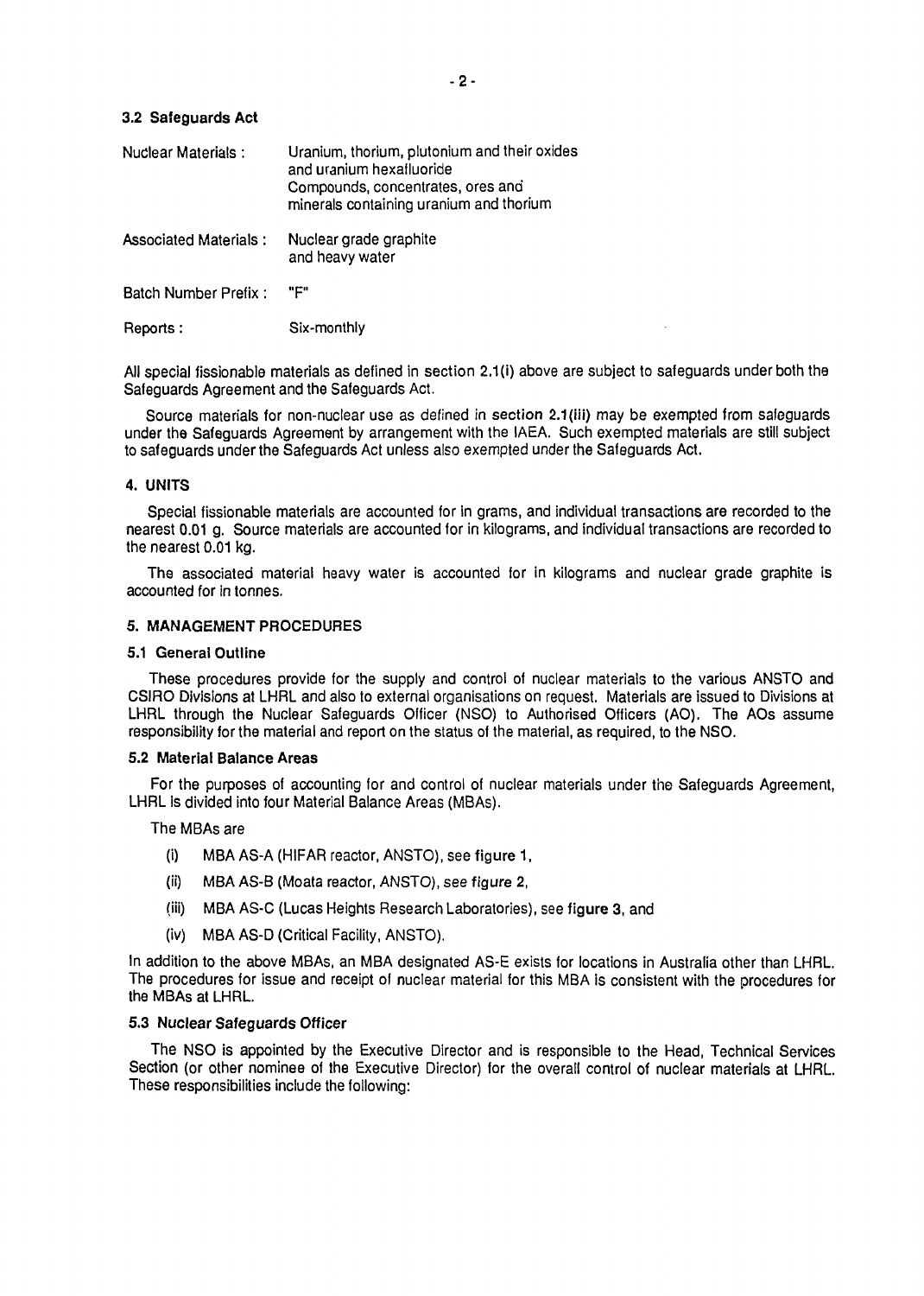### 3.2 Safeguards Act

| | |
|---|---|
| Nuclear Materials : | Uranium, thorium, plutonium and their oxides and uranium hexafluoride<br>Compounds, concentrates, ores and minerals containing uranium and thorium |
| Associated Materials : | Nuclear grade graphite and heavy water |
| Batch Number Prefix : | "F" |
| Reports : | Six-monthly |

All special fissionable materials as defined in section 2.1(i) above are subject to safeguards under both the Safeguards Agreement and the Safeguards Act.

Source materials for non-nuclear use as defined in **section 2.1(iii)** may be exempted from safeguards under the Safeguards Agreement by arrangement with the IAEA. Such exempted materials are still subject to safeguards under the Safeguards Act unless also exempted under the Safeguards Act.

## 4. UNITS

Special fissionable materials are accounted for in grams, and individual transactions are recorded to the nearest 0.01 g. Source materials are accounted for in kilograms, and individual transactions are recorded to the nearest 0.01 kg.

The associated material heavy water is accounted for in kilograms and nuclear grade graphite is accounted for in tonnes.

## 5. MANAGEMENT PROCEDURES

### 5.1 General Outline

These procedures provide for the supply and control of nuclear materials to the various ANSTO and CSIRO Divisions at LHRL and also to external organisations on request. Materials are issued to Divisions at LHRL through the Nuclear Safeguards Officer (NSO) to Authorised Officers (AO). The AOs assume responsibility for the material and report on the status of the material, as required, to the NSO.

### 5.2 Material Balance Areas

For the purposes of accounting for and control of nuclear materials under the Safeguards Agreement, LHRL is divided into four Material Balance Areas (MBAs).

The MBAs are

(i) MBA AS-A (HIFAR reactor, ANSTO), see **figure 1**,

(ii) MBA AS-B (Moata reactor, ANSTO), see **figure 2**,

(iii) MBA AS-C (Lucas Heights Research Laboratories), see **figure 3**, and

(iv) MBA AS-D (Critical Facility, ANSTO).

In addition to the above MBAs, an MBA designated AS-E exists for locations in Australia other than LHRL. The procedures for issue and receipt of nuclear material for this MBA is consistent with the procedures for the MBAs at LHRL.

### 5.3 Nuclear Safeguards Officer

The NSO is appointed by the Executive Director and is responsible to the Head, Technical Services Section (or other nominee of the Executive Director) for the overall control of nuclear materials at LHRL. These responsibilities include the following: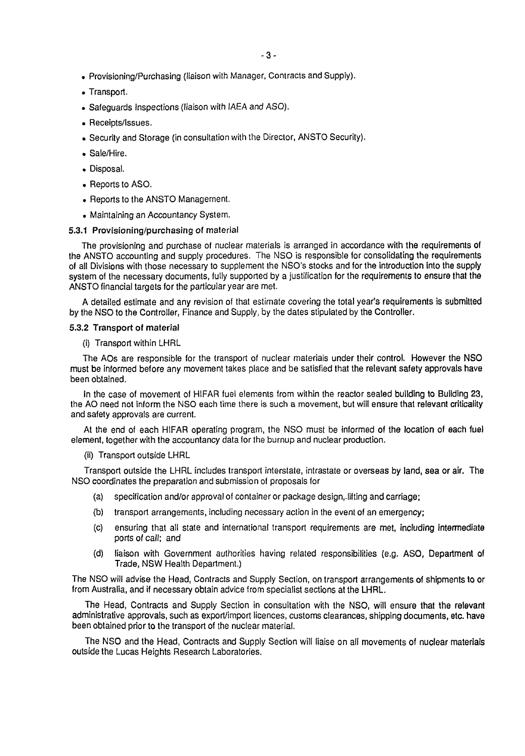- Provisioning/Purchasing (liaison with Manager, Contracts and Supply).
- Transport.
- Safeguards Inspections (liaison with IAEA and ASO).
- Receipts/Issues.
- Security and Storage (in consultation with the Director, ANSTO Security).
- Sale/Hire.
- Disposal.
- Reports to ASO.
- Reports to the ANSTO Management.
- Maintaining an Accountancy System.

### 5.3.1 Provisioning/purchasing of material

The provisioning and purchase of nuclear materials is arranged in accordance with the requirements of the ANSTO accounting and supply procedures. The NSO is responsible for consolidating the requirements of all Divisions with those necessary to supplement the NSO's stocks and for the introduction into the supply system of the necessary documents, fully supported by a justification for the requirements to ensure that the ANSTO financial targets for the particular year are met.

A detailed estimate and any revision of that estimate covering the total year's requirements is submitted by the NSO to the Controller, Finance and Supply, by the dates stipulated by the Controller.

### 5.3.2 Transport of material

(i) Transport within LHRL

The AOs are responsible for the transport of nuclear materials under their control. However the NSO must be informed before any movement takes place and be satisfied that the relevant safety approvals have been obtained.

In the case of movement of HIFAR fuel elements from within the reactor sealed building to Building 23, the AO need not inform the NSO each time there is such a movement, but will ensure that relevant criticality and safety approvals are current.

At the end of each HIFAR operating program, the NSO must be informed of the location of each fuel element, together with the accountancy data for the burnup and nuclear production.

(ii) Transport outside LHRL

Transport outside the LHRL includes transport interstate, intrastate or overseas by land, sea or air. The NSO coordinates the preparation and submission of proposals for

(a) specification and/or approval of container or package design, lifting and carriage;

(b) transport arrangements, including necessary action in the event of an emergency;

(c) ensuring that all state and international transport requirements are met, including intermediate ports of call; and

(d) liaison with Government authorities having related responsibilities (e.g. ASO, Department of Trade, NSW Health Department.)

The NSO will advise the Head, Contracts and Supply Section, on transport arrangements of shipments to or from Australia, and if necessary obtain advice from specialist sections at the LHRL.

The Head, Contracts and Supply Section in consultation with the NSO, will ensure that the relevant administrative approvals, such as export/import licences, customs clearances, shipping documents, etc. have been obtained prior to the transport of the nuclear material.

The NSO and the Head, Contracts and Supply Section will liaise on all movements of nuclear materials outside the Lucas Heights Research Laboratories.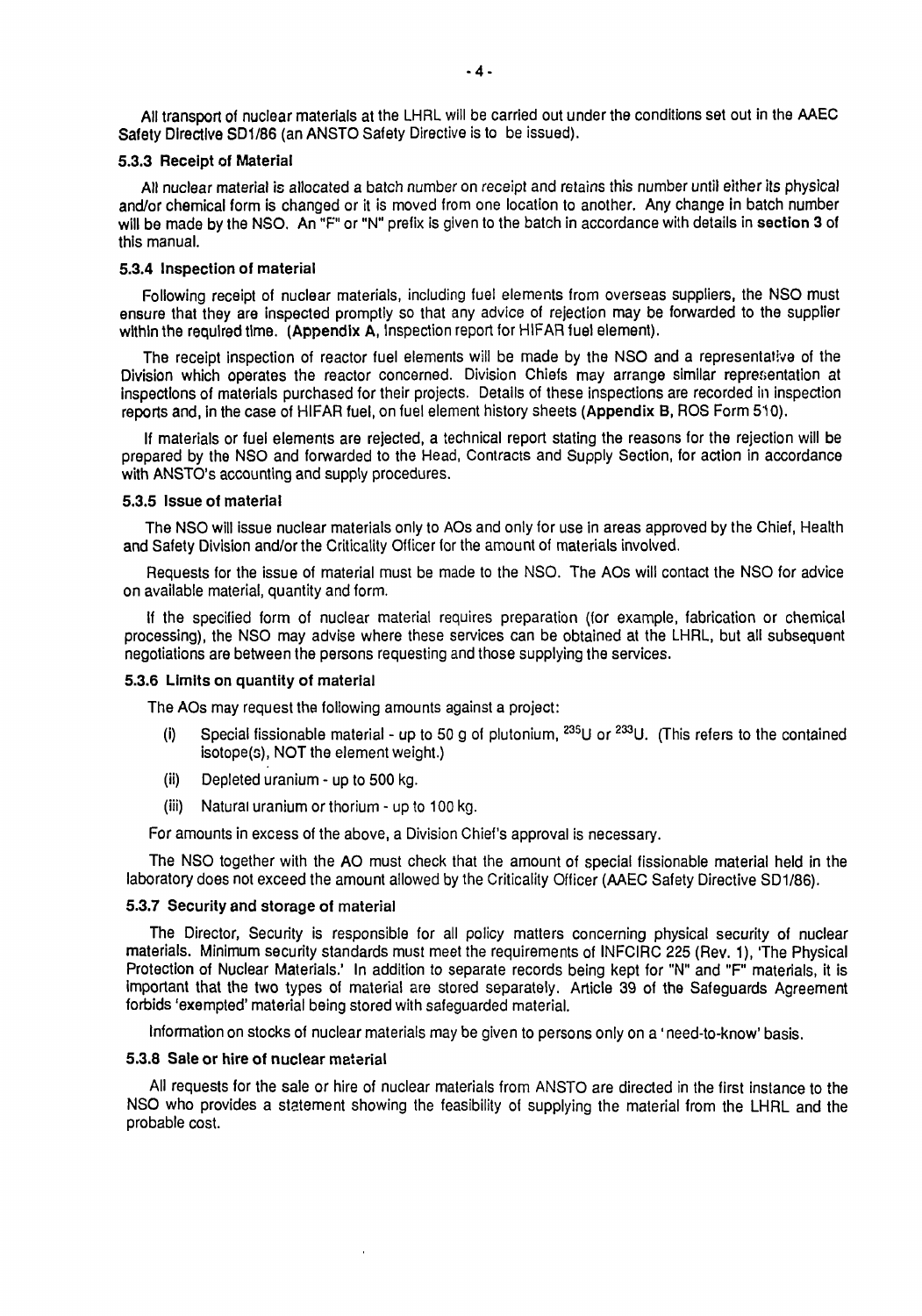All transport of nuclear materials at the LHRL will be carried out under the conditions set out in the AAEC Safety Directive SD1/86 (an ANSTO Safety Directive is to be issued).

### 5.3.3 Receipt of Material

All nuclear material is allocated a batch number on receipt and retains this number until either its physical and/or chemical form is changed or it is moved from one location to another. Any change in batch number will be made by the NSO. An "F" or "N" prefix is given to the batch in accordance with details in **section 3** of this manual.

### 5.3.4 Inspection of material

Following receipt of nuclear materials, including fuel elements from overseas suppliers, the NSO must ensure that they are inspected promptly so that any advice of rejection may be forwarded to the supplier within the required time. (**Appendix A**, Inspection report for HIFAR fuel element).

The receipt inspection of reactor fuel elements will be made by the NSO and a representative of the Division which operates the reactor concerned. Division Chiefs may arrange similar representation at inspections of materials purchased for their projects. Details of these inspections are recorded in inspection reports and, in the case of HIFAR fuel, on fuel element history sheets (**Appendix B**, ROS Form 510).

If materials or fuel elements are rejected, a technical report stating the reasons for the rejection will be prepared by the NSO and forwarded to the Head, Contracts and Supply Section, for action in accordance with ANSTO's accounting and supply procedures.

### 5.3.5 Issue of material

The NSO will issue nuclear materials only to AOs and only for use in areas approved by the Chief, Health and Safety Division and/or the Criticality Officer for the amount of materials involved.

Requests for the issue of material must be made to the NSO. The AOs will contact the NSO for advice on available material, quantity and form.

If the specified form of nuclear material requires preparation (for example, fabrication or chemical processing), the NSO may advise where these services can be obtained at the LHRL, but all subsequent negotiations are between the persons requesting and those supplying the services.

### 5.3.6 Limits on quantity of material

The AOs may request the following amounts against a project:

(i) Special fissionable material - up to 50 g of plutonium, $^{235}U$ or $^{233}U$. (This refers to the contained isotope(s), NOT the element weight.)

(ii) Depleted uranium - up to 500 kg.

(iii) Natural uranium or thorium - up to 100 kg.

For amounts in excess of the above, a Division Chief's approval is necessary.

The NSO together with the AO must check that the amount of special fissionable material held in the laboratory does not exceed the amount allowed by the Criticality Officer (AAEC Safety Directive SD1/86).

### 5.3.7 Security and storage of material

The Director, Security is responsible for all policy matters concerning physical security of nuclear materials. Minimum security standards must meet the requirements of INFCIRC 225 (Rev. 1), 'The Physical Protection of Nuclear Materials.' In addition to separate records being kept for "N" and "F" materials, it is important that the two types of material are stored separately. Article 39 of the Safeguards Agreement forbids 'exempted' material being stored with safeguarded material.

Information on stocks of nuclear materials may be given to persons only on a 'need-to-know' basis.

### 5.3.8 Sale or hire of nuclear material

All requests for the sale or hire of nuclear materials from ANSTO are directed in the first instance to the NSO who provides a statement showing the feasibility of supplying the material from the LHRL and the probable cost.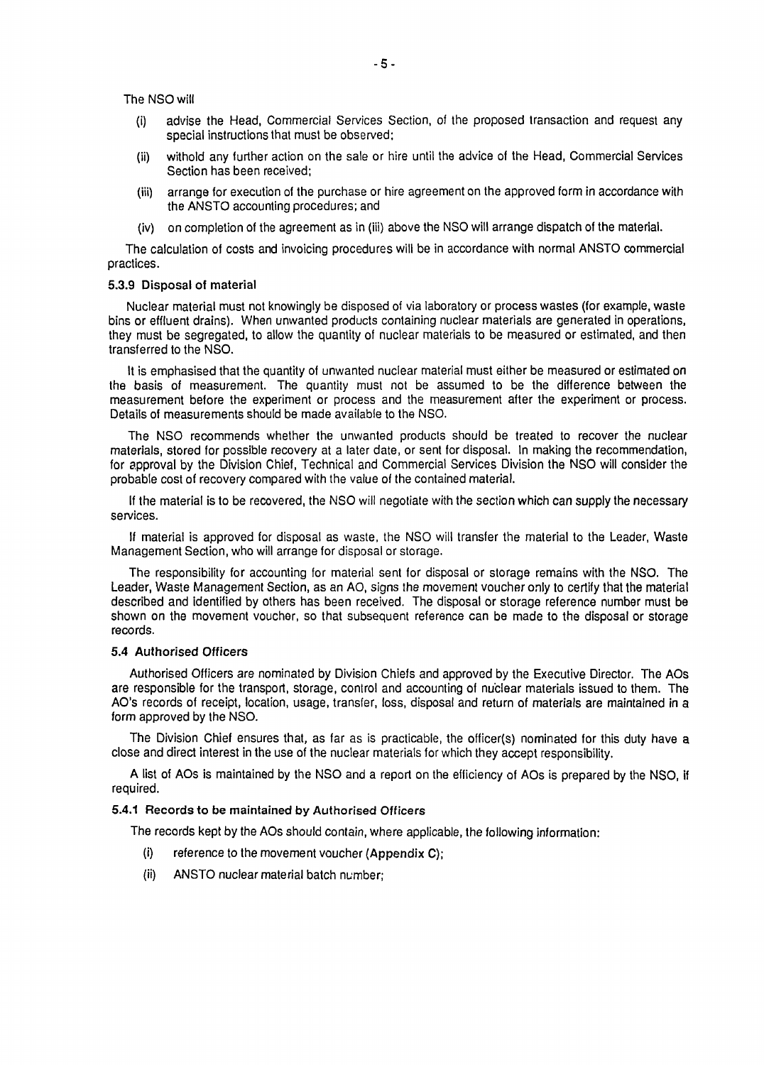The NSO will

- (i) advise the Head, Commercial Services Section, of the proposed transaction and request any special instructions that must be observed;
- (ii) withold any further action on the sale or hire until the advice of the Head, Commercial Services Section has been received;
- (iii) arrange for execution of the purchase or hire agreement on the approved form in accordance with the ANSTO accounting procedures; and
- (iv) on completion of the agreement as in (iii) above the NSO will arrange dispatch of the material.

The calculation of costs and invoicing procedures will be in accordance with normal ANSTO commercial practices.

#### 5.3.9 Disposal of material

Nuclear material must not knowingly be disposed of via laboratory or process wastes (for example, waste bins or effluent drains). When unwanted products containing nuclear materials are generated in operations, they must be segregated, to allow the quantity of nuclear materials to be measured or estimated, and then transferred to the NSO.

It is emphasised that the quantity of unwanted nuclear material must either be measured or estimated on the basis of measurement. The quantity must not be assumed to be the difference between the measurement before the experiment or process and the measurement after the experiment or process. Details of measurements should be made available to the NSO.

The NSO recommends whether the unwanted products should be treated to recover the nuclear materials, stored for possible recovery at a later date, or sent for disposal. In making the recommendation, for approval by the Division Chief, Technical and Commercial Services Division the NSO will consider the probable cost of recovery compared with the value of the contained material.

If the material is to be recovered, the NSO will negotiate with the section which can supply the necessary services.

If material is approved for disposal as waste, the NSO will transfer the material to the Leader, Waste Management Section, who will arrange for disposal or storage.

The responsibility for accounting for material sent for disposal or storage remains with the NSO. The Leader, Waste Management Section, as an AO, signs the movement voucher only to certify that the material described and identified by others has been received. The disposal or storage reference number must be shown on the movement voucher, so that subsequent reference can be made to the disposal or storage records.

### 5.4 Authorised Officers

Authorised Officers are nominated by Division Chiefs and approved by the Executive Director. The AOs are responsible for the transport, storage, control and accounting of nuclear materials issued to them. The AO's records of receipt, location, usage, transfer, loss, disposal and return of materials are maintained in a form approved by the NSO.

The Division Chief ensures that, as far as is practicable, the officer(s) nominated for this duty have a close and direct interest in the use of the nuclear materials for which they accept responsibility.

A list of AOs is maintained by the NSO and a report on the efficiency of AOs is prepared by the NSO, if required.

#### 5.4.1 Records to be maintained by Authorised Officers

The records kept by the AOs should contain, where applicable, the following information:

- (i) reference to the movement voucher (**Appendix C**);
- (ii) ANSTO nuclear material batch number;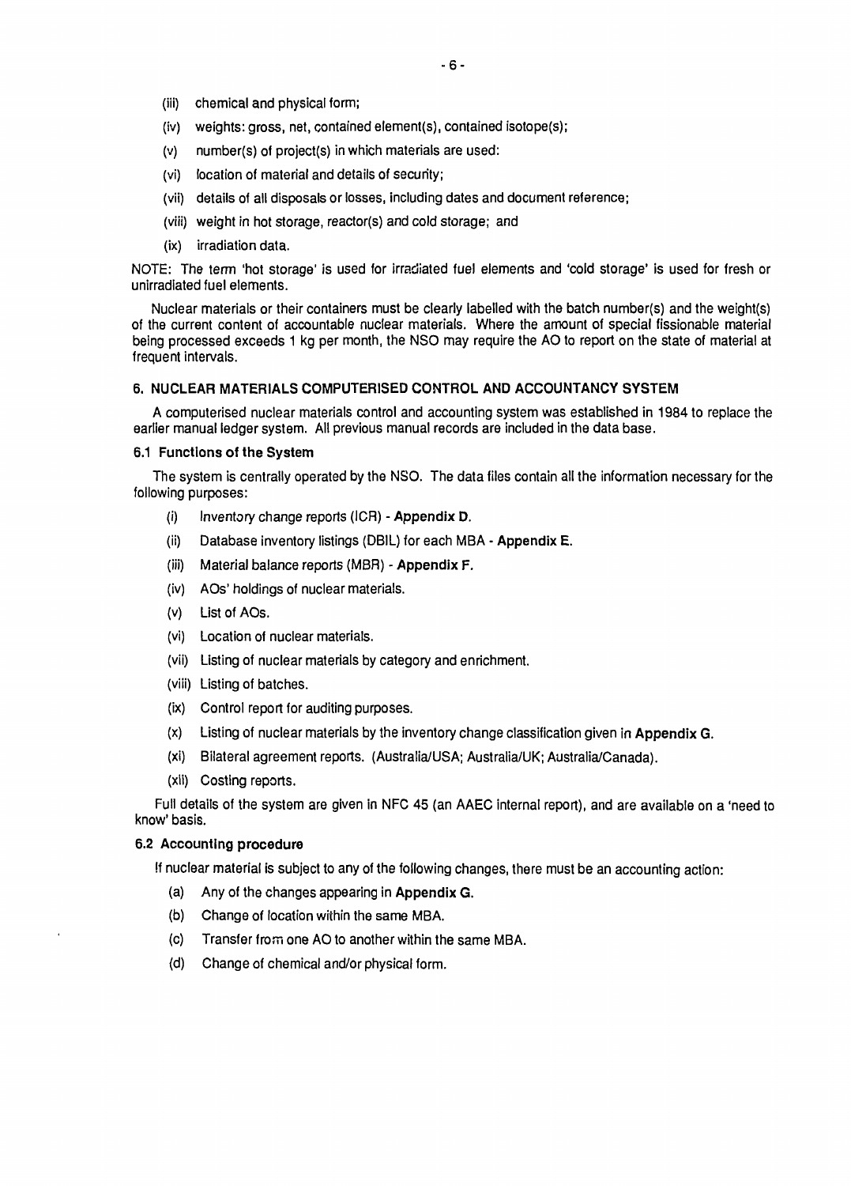(iii) chemical and physical form;

(iv) weights: gross, net, contained element(s), contained isotope(s);

(v) number(s) of project(s) in which materials are used:

(vi) location of material and details of security;

(vii) details of all disposals or losses, including dates and document reference;

(viii) weight in hot storage, reactor(s) and cold storage; and

(ix) irradiation data.

NOTE: The term 'hot storage' is used for irradiated fuel elements and 'cold storage' is used for fresh or unirradiated fuel elements.

Nuclear materials or their containers must be clearly labelled with the batch number(s) and the weight(s) of the current content of accountable nuclear materials. Where the amount of special fissionable material being processed exceeds 1 kg per month, the NSO may require the AO to report on the state of material at frequent intervals.

## 6. NUCLEAR MATERIALS COMPUTERISED CONTROL AND ACCOUNTANCY SYSTEM

A computerised nuclear materials control and accounting system was established in 1984 to replace the earlier manual ledger system. All previous manual records are included in the data base.

### 6.1 Functions of the System

The system is centrally operated by the NSO. The data files contain all the information necessary for the following purposes:

(i) Inventory change reports (ICR) - **Appendix D**.

(ii) Database inventory listings (DBIL) for each MBA - **Appendix E**.

(iii) Material balance reports (MBR) - **Appendix F**.

(iv) AOs' holdings of nuclear materials.

(v) List of AOs.

(vi) Location of nuclear materials.

(vii) Listing of nuclear materials by category and enrichment.

(viii) Listing of batches.

(ix) Control report for auditing purposes.

(x) Listing of nuclear materials by the inventory change classification given in **Appendix G**.

(xi) Bilateral agreement reports. (Australia/USA; Australia/UK; Australia/Canada).

(xii) Costing reports.

Full details of the system are given in NFC 45 (an AAEC internal report), and are available on a 'need to know' basis.

### 6.2 Accounting procedure

If nuclear material is subject to any of the following changes, there must be an accounting action:

(a) Any of the changes appearing in **Appendix G**.

(b) Change of location within the same MBA.

(c) Transfer from one AO to another within the same MBA.

(d) Change of chemical and/or physical form.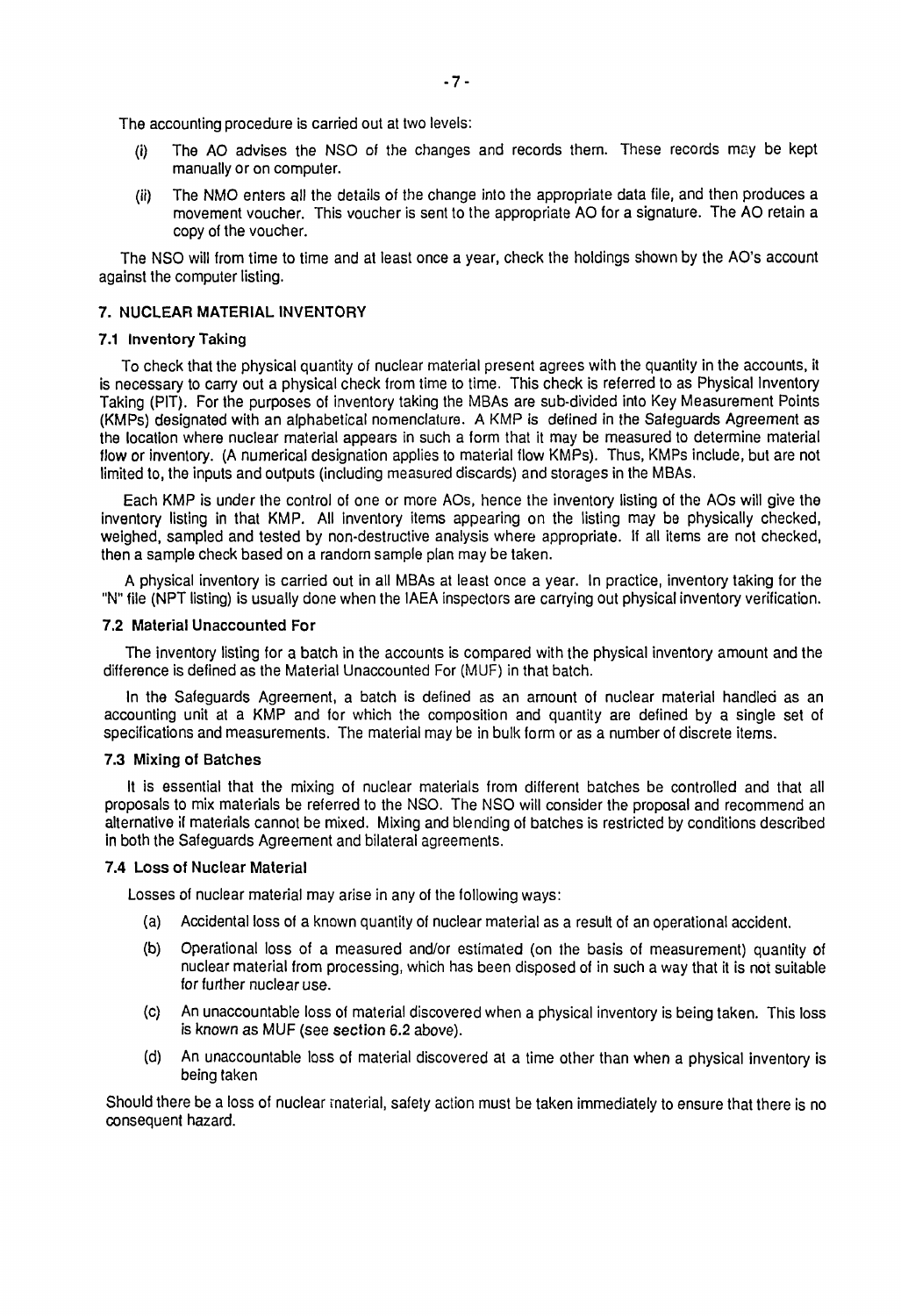The accounting procedure is carried out at two levels:

(i) The AO advises the NSO of the changes and records them. These records may be kept manually or on computer.

(ii) The NMO enters all the details of the change into the appropriate data file, and then produces a movement voucher. This voucher is sent to the appropriate AO for a signature. The AO retain a copy of the voucher.

The NSO will from time to time and at least once a year, check the holdings shown by the AO's account against the computer listing.

## 7. NUCLEAR MATERIAL INVENTORY

### 7.1 Inventory Taking

To check that the physical quantity of nuclear material present agrees with the quantity in the accounts, it is necessary to carry out a physical check from time to time. This check is referred to as Physical Inventory Taking (PIT). For the purposes of inventory taking the MBAs are sub-divided into Key Measurement Points (KMPs) designated with an alphabetical nomenclature. A KMP is defined in the Safeguards Agreement as the location where nuclear material appears in such a form that it may be measured to determine material flow or inventory. (A numerical designation applies to material flow KMPs). Thus, KMPs include, but are not limited to, the inputs and outputs (including measured discards) and storages in the MBAs.

Each KMP is under the control of one or more AOs, hence the inventory listing of the AOs will give the inventory listing in that KMP. All inventory items appearing on the listing may be physically checked, weighed, sampled and tested by non-destructive analysis where appropriate. If all items are not checked, then a sample check based on a random sample plan may be taken.

A physical inventory is carried out in all MBAs at least once a year. In practice, inventory taking for the "N" file (NPT listing) is usually done when the IAEA inspectors are carrying out physical inventory verification.

### 7.2 Material Unaccounted For

The inventory listing for a batch in the accounts is compared with the physical inventory amount and the difference is defined as the Material Unaccounted For (MUF) in that batch.

In the Safeguards Agreement, a batch is defined as an amount of nuclear material handled as an accounting unit at a KMP and for which the composition and quantity are defined by a single set of specifications and measurements. The material may be in bulk form or as a number of discrete items.

### 7.3 Mixing of Batches

It is essential that the mixing of nuclear materials from different batches be controlled and that all proposals to mix materials be referred to the NSO. The NSO will consider the proposal and recommend an alternative if materials cannot be mixed. Mixing and blending of batches is restricted by conditions described in both the Safeguards Agreement and bilateral agreements.

### 7.4 Loss of Nuclear Material

Losses of nuclear material may arise in any of the following ways:

(a) Accidental loss of a known quantity of nuclear material as a result of an operational accident.

(b) Operational loss of a measured and/or estimated (on the basis of measurement) quantity of nuclear material from processing, which has been disposed of in such a way that it is not suitable for further nuclear use.

(c) An unaccountable loss of material discovered when a physical inventory is being taken. This loss is known as MUF (see **section 6.2** above).

(d) An unaccountable loss of material discovered at a time other than when a physical inventory is being taken

Should there be a loss of nuclear material, safety action must be taken immediately to ensure that there is no consequent hazard.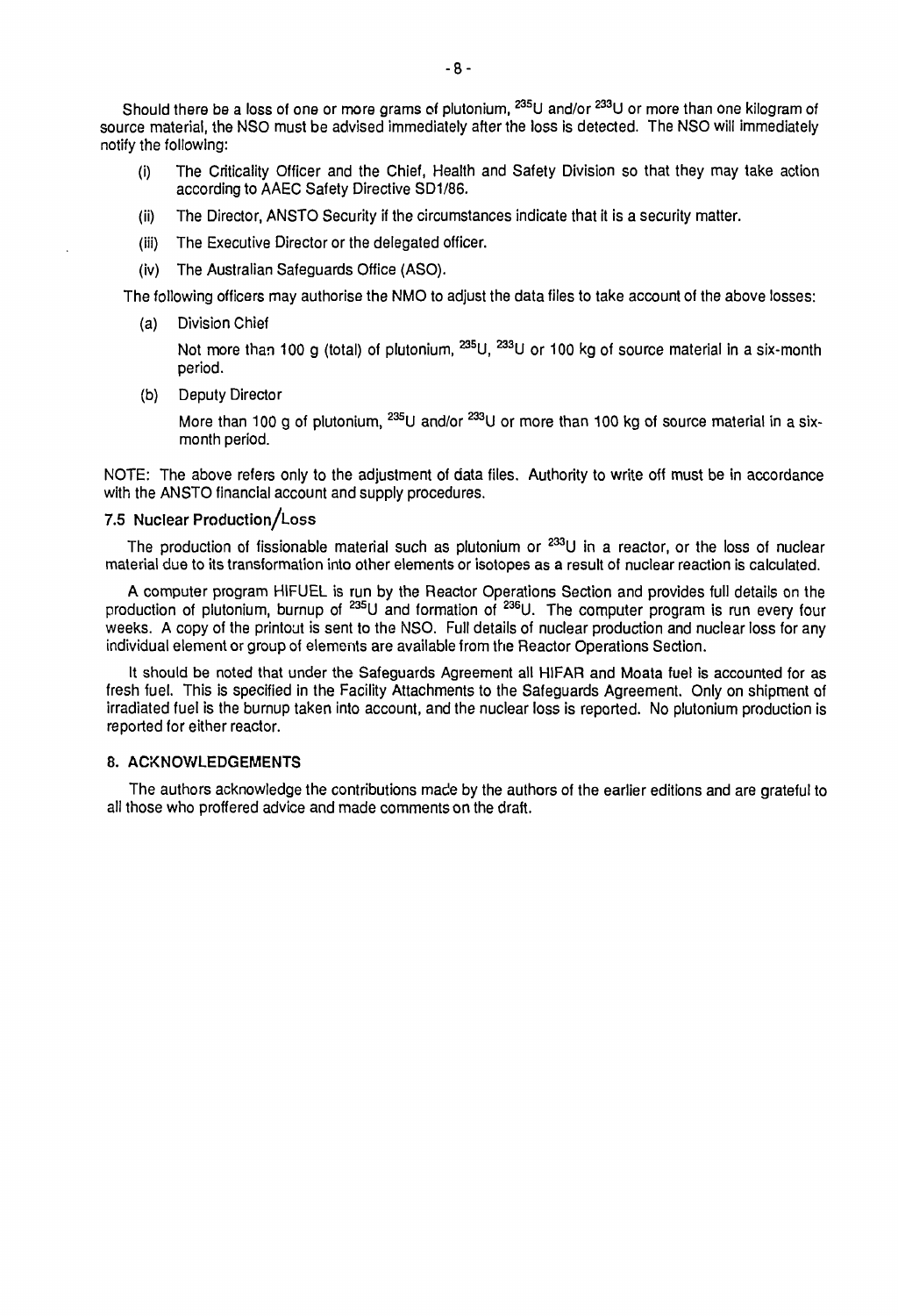Should there be a loss of one or more grams of plutonium, $^{235}U$ and/or $^{233}U$ or more than one kilogram of source material, the NSO must be advised immediately after the loss is detected. The NSO will immediately notify the following:

(i) The Criticality Officer and the Chief, Health and Safety Division so that they may take action according to AAEC Safety Directive SD1/86.

(ii) The Director, ANSTO Security if the circumstances indicate that it is a security matter.

(iii) The Executive Director or the delegated officer.

(iv) The Australian Safeguards Office (ASO).

The following officers may authorise the NMO to adjust the data files to take account of the above losses:

(a) Division Chief

Not more than 100 g (total) of plutonium, $^{235}U$, $^{233}U$ or 100 kg of source material in a six-month period.

(b) Deputy Director

More than 100 g of plutonium, $^{235}U$ and/or $^{233}U$ or more than 100 kg of source material in a six-month period.

NOTE: The above refers only to the adjustment of data files. Authority to write off must be in accordance with the ANSTO financial account and supply procedures.

### 7.5 Nuclear Production/Loss

The production of fissionable material such as plutonium or $^{233}U$ in a reactor, or the loss of nuclear material due to its transformation into other elements or isotopes as a result of nuclear reaction is calculated.

A computer program HIFUEL is run by the Reactor Operations Section and provides full details on the production of plutonium, burnup of $^{235}U$ and formation of $^{236}U$. The computer program is run every four weeks. A copy of the printout is sent to the NSO. Full details of nuclear production and nuclear loss for any individual element or group of elements are available from the Reactor Operations Section.

It should be noted that under the Safeguards Agreement all HIFAR and Moata fuel is accounted for as fresh fuel. This is specified in the Facility Attachments to the Safeguards Agreement. Only on shipment of irradiated fuel is the burnup taken into account, and the nuclear loss is reported. No plutonium production is reported for either reactor.

## 8. ACKNOWLEDGEMENTS

The authors acknowledge the contributions made by the authors of the earlier editions and are grateful to all those who proffered advice and made comments on the draft.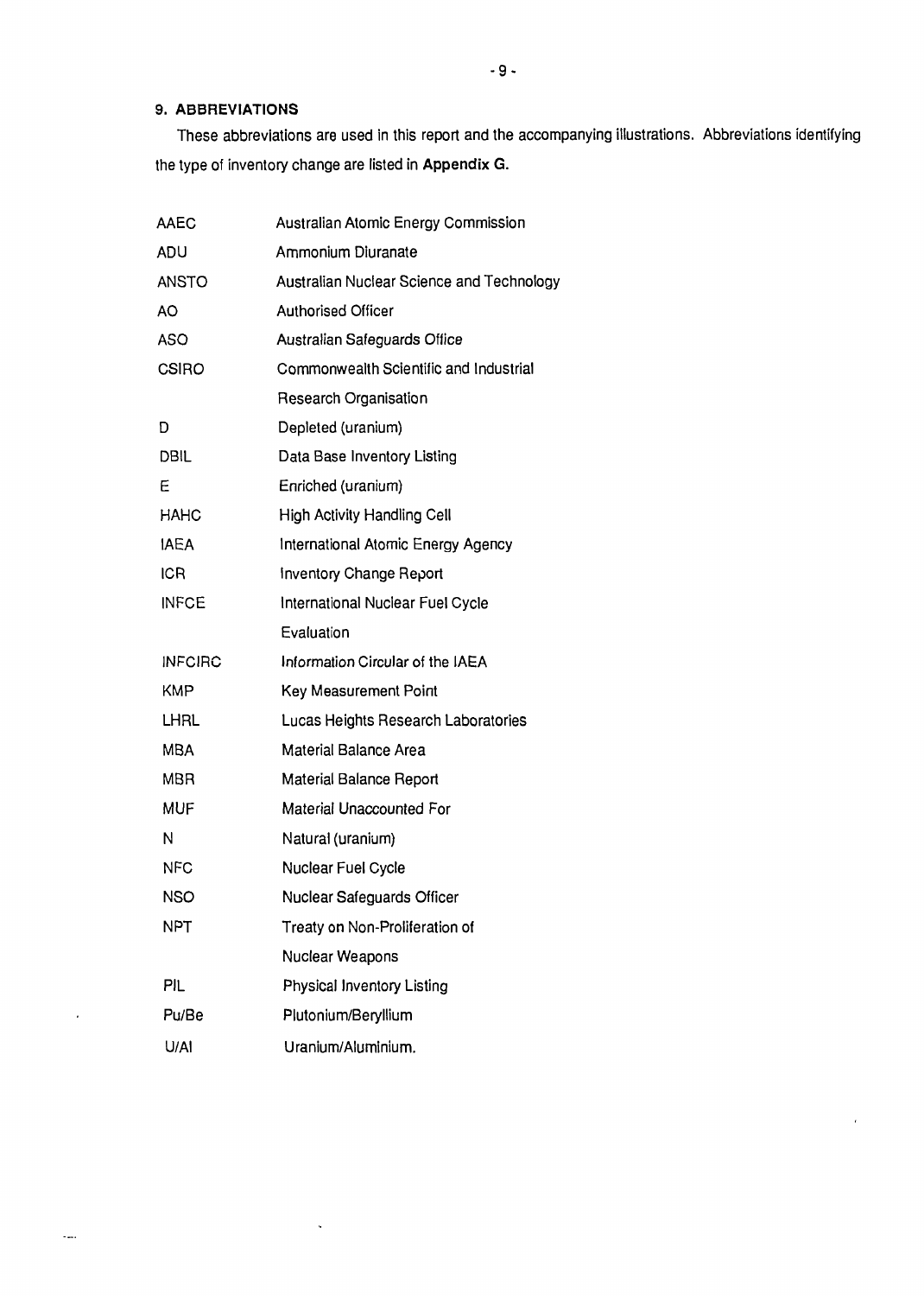## 9. ABBREVIATIONS

These abbreviations are used in this report and the accompanying illustrations. Abbreviations identifying the type of inventory change are listed in **Appendix G.**

| | |
|---|---|
| AAEC | Australian Atomic Energy Commission |
| ADU | Ammonium Diuranate |
| ANSTO | Australian Nuclear Science and Technology |
| AO | Authorised Officer |
| ASO | Australian Safeguards Office |
| CSIRO | Commonwealth Scientific and Industrial Research Organisation |
| D | Depleted (uranium) |
| DBIL | Data Base Inventory Listing |
| E | Enriched (uranium) |
| HAHC | High Activity Handling Cell |
| IAEA | International Atomic Energy Agency |
| ICR | Inventory Change Report |
| INFCE | International Nuclear Fuel Cycle Evaluation |
| INFCIRC | Information Circular of the IAEA |
| KMP | Key Measurement Point |
| LHRL | Lucas Heights Research Laboratories |
| MBA | Material Balance Area |
| MBR | Material Balance Report |
| MUF | Material Unaccounted For |
| N | Natural (uranium) |
| NFC | Nuclear Fuel Cycle |
| NSO | Nuclear Safeguards Officer |
| NPT | Treaty on Non-Proliferation of Nuclear Weapons |
| PIL | Physical Inventory Listing |
| Pu/Be | Plutonium/Beryllium |
| U/Al | Uranium/Aluminium. |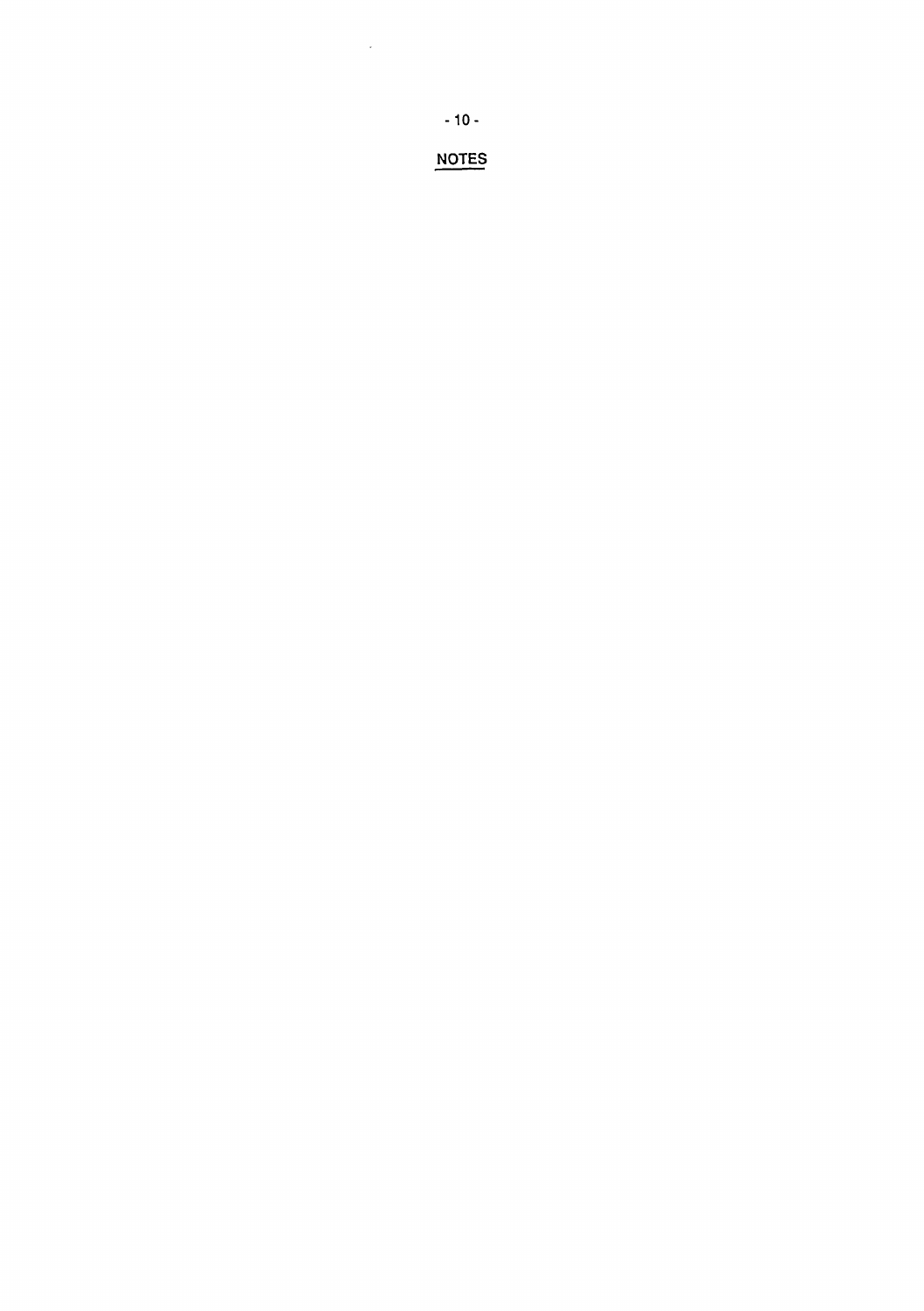## NOTES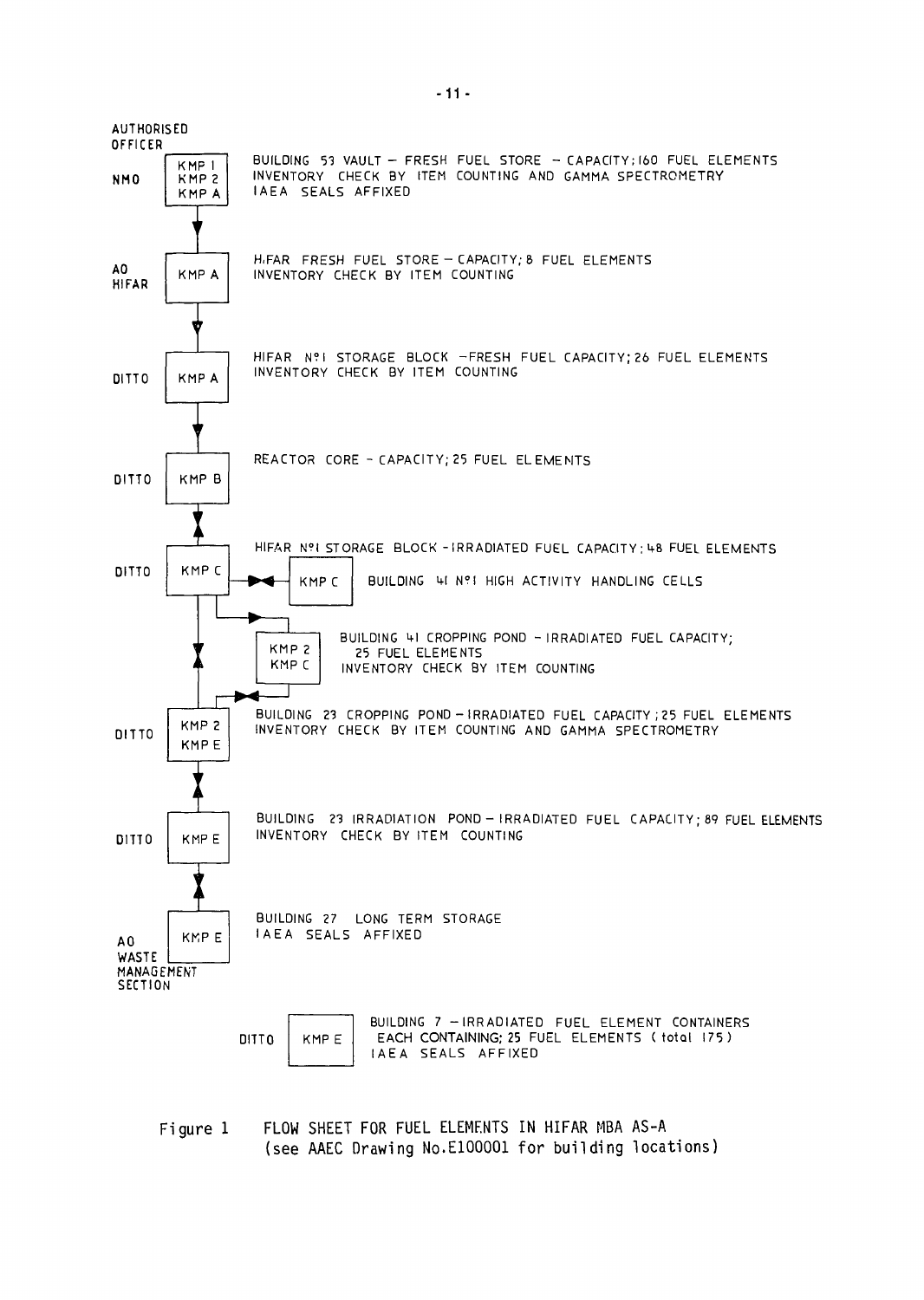| Authorised Officer | KMP | Location / Description |
|---|---|---|
| NMO | KMP 1<br>KMP 2<br>KMP A | BUILDING 53 VAULT – FRESH FUEL STORE – CAPACITY; 160 FUEL ELEMENTS<br>INVENTORY CHECK BY ITEM COUNTING AND GAMMA SPECTROMETRY<br>IAEA SEALS AFFIXED |
| AO HIFAR | KMP A | HIFAR FRESH FUEL STORE – CAPACITY; 8 FUEL ELEMENTS<br>INVENTORY CHECK BY ITEM COUNTING |
| DITTO | KMP A | HIFAR Nº1 STORAGE BLOCK – FRESH FUEL CAPACITY; 26 FUEL ELEMENTS<br>INVENTORY CHECK BY ITEM COUNTING |
| DITTO | KMP B | REACTOR CORE – CAPACITY; 25 FUEL ELEMENTS |
| DITTO | KMP C | HIFAR Nº1 STORAGE BLOCK – IRRADIATED FUEL CAPACITY; 48 FUEL ELEMENTS |
| | KMP C | BUILDING 41 Nº1 HIGH ACTIVITY HANDLING CELLS |
| | KMP 2<br>KMP C | BUILDING 41 CROPPING POND – IRRADIATED FUEL CAPACITY; 25 FUEL ELEMENTS<br>INVENTORY CHECK BY ITEM COUNTING |
| DITTO | KMP 2<br>KMP E | BUILDING 23 CROPPING POND – IRRADIATED FUEL CAPACITY; 25 FUEL ELEMENTS<br>INVENTORY CHECK BY ITEM COUNTING AND GAMMA SPECTROMETRY |
| DITTO | KMP E | BUILDING 23 IRRADIATION POND – IRRADIATED FUEL CAPACITY; 89 FUEL ELEMENTS<br>INVENTORY CHECK BY ITEM COUNTING |
| AO WASTE MANAGEMENT SECTION | KMP E | BUILDING 27 LONG TERM STORAGE<br>IAEA SEALS AFFIXED |
| DITTO | KMP E | BUILDING 7 – IRRADIATED FUEL ELEMENT CONTAINERS EACH CONTAINING; 25 FUEL ELEMENTS (total 175)<br>IAEA SEALS AFFIXED |

Figure 1 FLOW SHEET FOR FUEL ELEMENTS IN HIFAR MBA AS-A
(see AAEC Drawing No.E100001 for building locations)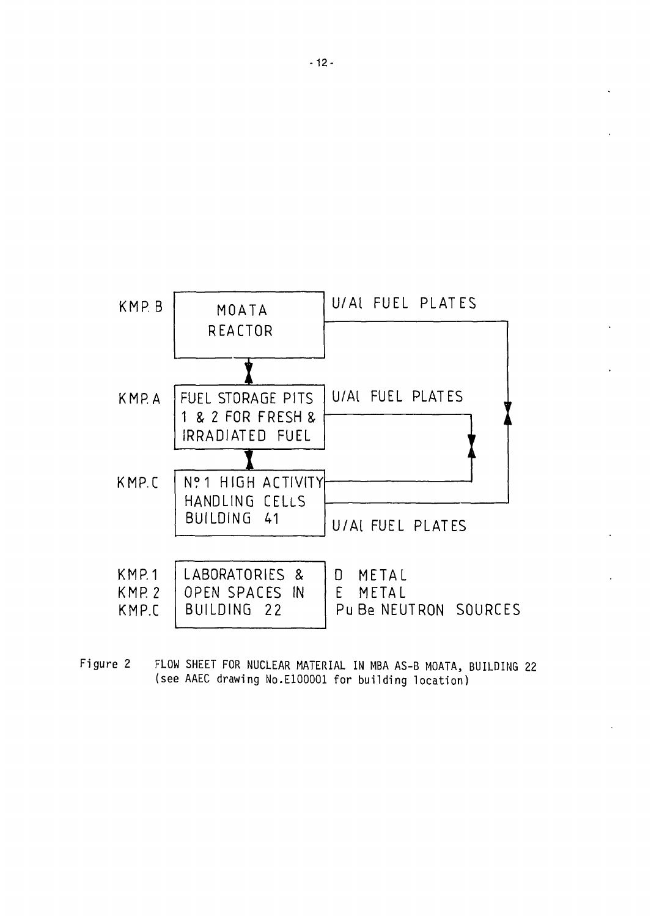| | | |
|---|---|---|
| KMP. B | MOATA REACTOR | U/Al FUEL PLATES |
| KMP. A | FUEL STORAGE PITS 1 & 2 FOR FRESH & IRRADIATED FUEL | U/Al FUEL PLATES |
| KMP. C | No 1 HIGH ACTIVITY HANDLING CELLS BUILDING 41 | U/Al FUEL PLATES |
| KMP. 1<br>KMP. 2<br>KMP. C | LABORATORIES & OPEN SPACES IN BUILDING 22 | D METAL<br>E METAL<br>Pu Be NEUTRON SOURCES |

Figure 2 FLOW SHEET FOR NUCLEAR MATERIAL IN MBA AS-B MOATA, BUILDING 22 (see AAEC drawing No.E100001 for building location)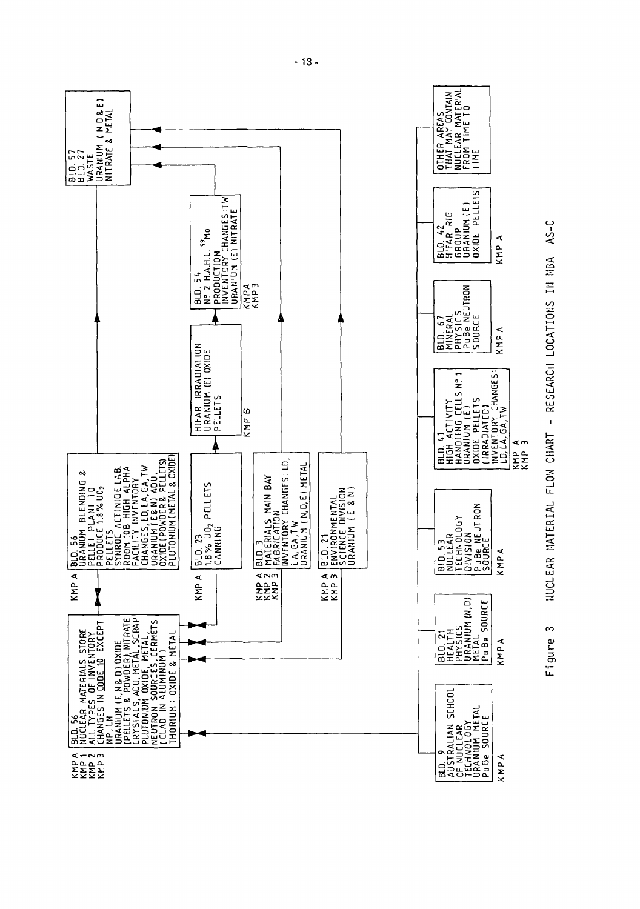BLD. 56
NUCLEAR MATERIALS STORE
ALL TYPES OF INVENTORY
CHANGES IN CODE 10 EXCEPT
NP, LN
URANIUM (E,N & D) OXIDE
(PELLETS & POWDER), NITRATE
CRYSTALS, ADU, METAL, SCRAP
PLUTONIUM OXIDE, METAL,
NEUTRON SOURCES, CERMETS
(CLAD IN ALUMINIUM)
THORIUM : OXIDE & METAL

KMP A
KMP 1
KMP 2
KMP 3

BLD. 56
URANIUM BLENDING &
PELLET PLANT TO
PRODUCE 1.8% $UO_2$
PELLETS
SYNROC ACTINIDE LAB.
ROOM 10B HIGH ALPHA
FACILITY INVENTORY
CHANGES, LD, LA, GA, TW
URANIUM (E & N) ADU,
OXIDE (POWDER & PELLETS)
PLUTONIUM (METAL & OXIDE)

KMP A

BLD. 23
1.8% $UO_2$ PELLETS
CANNING

KMP A

HIFAR IRRADIATION
URANIUM (E) OXIDE
PELLETS

KMP B

BLD. 54
No 2 H.A.H.C. $^{99}Mo$
PRODUCTION
INVENTORY CHANGES: TW
URANIUM (E) NITRATE

KMP A
KMP 3

BLD. 3
MATERIALS MAIN BAY
FABRICATION
INVENTORY CHANGES: LD,
LA, GA, TW
URANIUM (N, D, E) METAL

KMP A
KMP 2
KMP 3

BLD. 21
ENVIRONMENTAL
SCIENCE DIVISION
URANIUM (E & N)

KMP A
KMP 3

BLD. 57
BLD. 27
WASTE
URANIUM (N D & E)
NITRATE & METAL

BLD. 9
AUSTRALIAN SCHOOL
OF NUCLEAR
TECHNOLOGY
URANIUM METAL
Pu Be SOURCE

KMP A

BLD. 21
HEALTH
PHYSICS
URANIUM (N, D)
METAL
Pu Be SOURCE

KMP A

BLD. 53
NUCLEAR
TECHNOLOGY
DIVISION
PuBe NEUTRON
SOURCE

KMP A

BLD. 41
HIGH ACTIVITY
HANDLING CELLS No 1
URANIUM (E)
OXIDE PELLETS
(IRRADIATED)
INVENTORY CHANGES:
LD, LA, GA, TW

KMP A
KMP 3

BLD. 67
MINERAL
PHYSICS
PuBe NEUTRON
SOURCE

KMP A

BLD. 42
HIFAR RIG
GROUP
URANIUM (E)
OXIDE PELLETS

KMP A

OTHER AREAS
THAT MAY CONTAIN
NUCLEAR MATERIAL
FROM TIME TO
TIME

Figure 3 NUCLEAR MATERIAL FLOW CHART - RESEARCH LOCATIONS IN MBA AS-C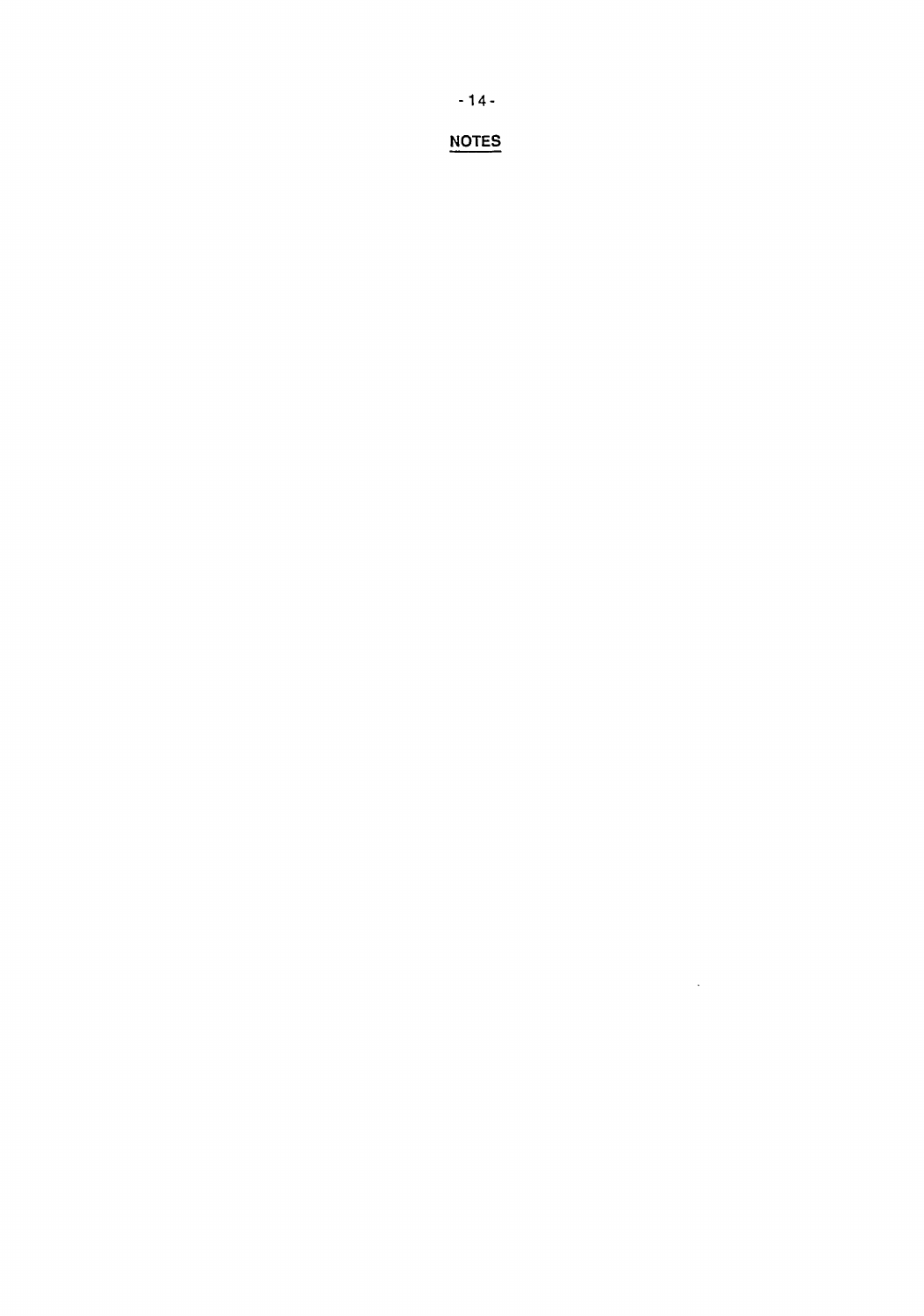## NOTES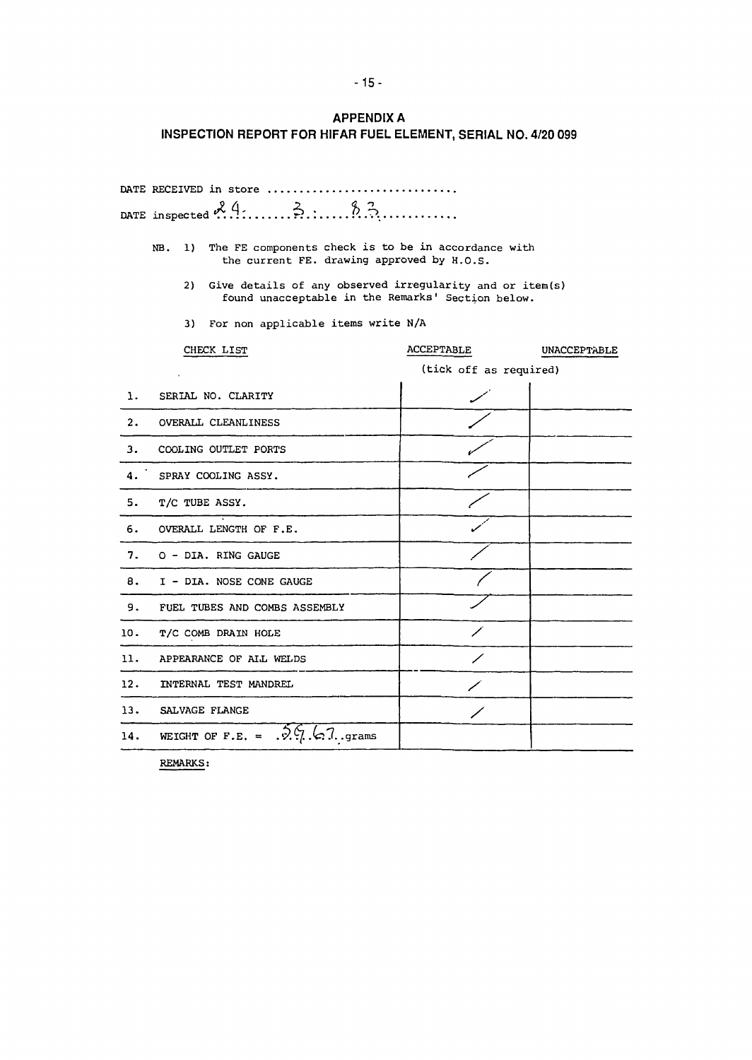## APPENDIX A

## INSPECTION REPORT FOR HIFAR FUEL ELEMENT, SERIAL NO. 4/20 099

DATE RECEIVED in store .............................

DATE inspected 24 . 3 . 83

NB. 1) The FE components check is to be in accordance with the current FE. drawing approved by H.O.S.

2) Give details of any observed irregularity and or item(s) found unacceptable in the Remarks' Section below.

3) For non applicable items write N/A

| | CHECK LIST | ACCEPTABLE | UNACCEPTABLE |
|---|---|---|---|
| | | (tick off as required) | |
| 1. | SERIAL NO. CLARITY | ✓ | |
| 2. | OVERALL CLEANLINESS | ✓ | |
| 3. | COOLING OUTLET PORTS | ✓ | |
| 4. | SPRAY COOLING ASSY. | ✓ | |
| 5. | T/C TUBE ASSY. | ✓ | |
| 6. | OVERALL LENGTH OF F.E. | ✓ | |
| 7. | O - DIA. RING GAUGE | ✓ | |
| 8. | I - DIA. NOSE CONE GAUGE | ✓ | |
| 9. | FUEL TUBES AND COMBS ASSEMBLY | ✓ | |
| 10. | T/C COMB DRAIN HOLE | ✓ | |
| 11. | APPEARANCE OF ALL WELDS | ✓ | |
| 12. | INTERNAL TEST MANDREL | ✓ | |
| 13. | SALVAGE FLANGE | ✓ | |
| 14. | WEIGHT OF F.E. = 5967 grams | | |

REMARKS: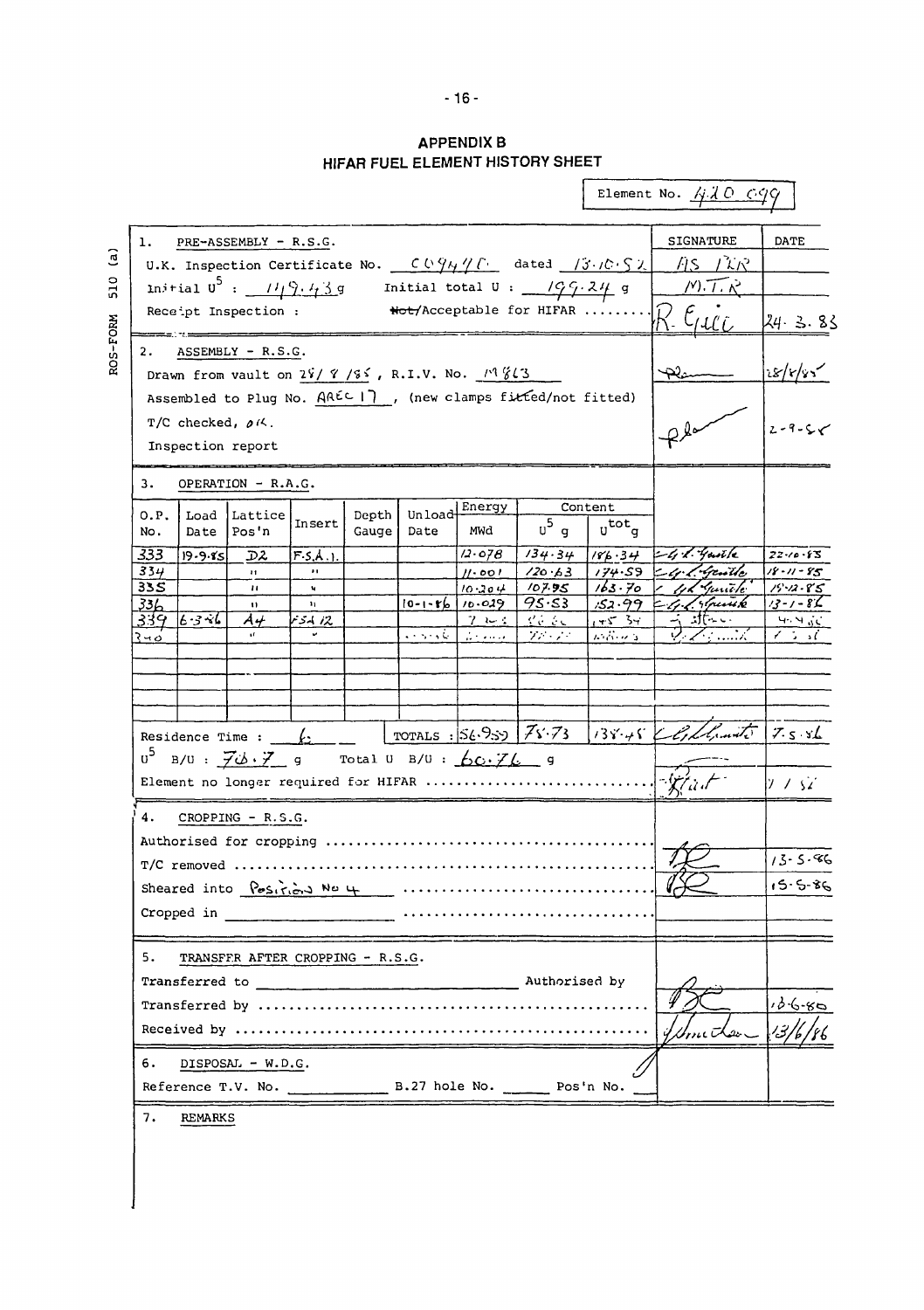## APPENDIX B
## HIFAR FUEL ELEMENT HISTORY SHEET

ROS-FORM 510 (a)

Element No. 420 C99

| | SIGNATURE | DATE |
|---|---|---|
| **1. PRE-ASSEMBLY - R.S.G.** | | |
| U.K. Inspection Certificate No. C09447 dated 13.10.82 | AS PER | |
| Initial $U^5$ : 119.43 g Initial total U : 199.24 g | M.T.R | |
| Receipt Inspection : ~~Not~~/Acceptable for HIFAR ........ | R. Ellis | 24.3.83 |
| **2. ASSEMBLY - R.S.G.** | | |
| Drawn from vault on 28/8/85, R.I.V. No. M863 | | 28/8/85 |
| Assembled to Plug No. AREC 17, (new clamps fitted/not fitted) | | |
| T/C checked, OK. | | 2-9-85 |
| Inspection report | | |

**3. OPERATION - R.A.G.**

| O.P. No. | Load Date | Lattice Pos'n | Insert | Depth Gauge | Unload Date | Energy MWd | Content $U^5$ g | Content $U^{tot}$ g | SIGNATURE | DATE |
|---|---|---|---|---|---|---|---|---|---|---|
| 333 | 19-9-85 | D2 | F.S.A.1. | | | 12.078 | 134.34 | 186.34 | | 22-10-85 |
| 334 | | " | " | | | 11.001 | 120.63 | 174.59 | | 18-11-85 |
| 335 | | " | " | | | 10.204 | 107.95 | 163.70 | | 15-12-85 |
| 336 | | " | " | | 10-1-86 | 10.029 | 95.53 | 152.99 | | 13-1-86 |
| 339 | 6-3-86 | A4 | FSA 12 | | | 7 ... | ... | 145.34 | | 4-4-86 |
| 340 | | " | " | | ... | ... | ... | ... | | ... |
| | | | | | | | | | | |
| | | | | | | | | | | |
| | | | | | | | | | | |
| | | | | | | | | | | |

Residence Time : 6 TOTALS : 56.959 | 78.73 | 138.48 — 7.5.86

$U^5$ B/U : 70.7 g Total U B/U : 60.76 g

Element no longer required for HIFAR ........................ — 7/5/86

| | SIGNATURE | DATE |
|---|---|---|
| **4. CROPPING - R.S.G.** | | |
| Authorised for cropping ........................ | | |
| T/C removed ........................ | | 13-5-86 |
| Sheared into Position No 4 ........................ | | 15-5-86 |
| Cropped in ________ ........................ | | |
| **5. TRANSFER AFTER CROPPING - R.S.G.** | | |
| Transferred to ________ Authorised by | | |
| Transferred by ........................ | | 13-6-86 |
| Received by ........................ | | 13/6/86 |
| **6. DISPOSAL - W.D.G.** | | |
| Reference T.V. No. ______ B.27 hole No. ______ Pos'n No. ______ | | |

**7. REMARKS**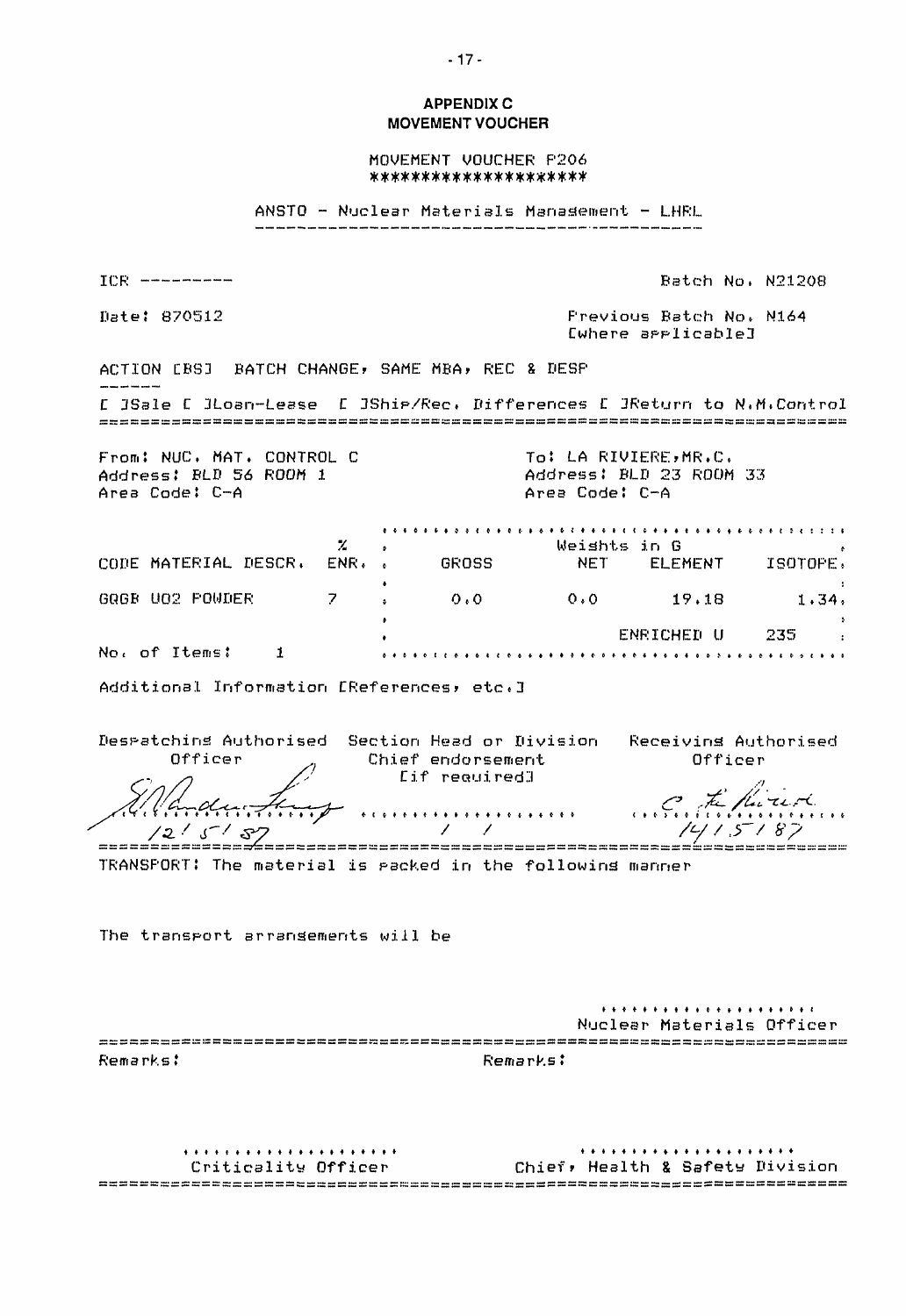## APPENDIX C
## MOVEMENT VOUCHER

MOVEMENT VOUCHER P206
********************

ANSTO - Nuclear Materials Management - LHRL

ICR ---------

Batch No. N21208

Date: 870512

Previous Batch No. N164
[where applicable]

ACTION [BS] BATCH CHANGE, SAME MBA, REC & DESP

[ ]Sale [ ]Loan-Lease [ ]Ship/Rec. Differences [ ]Return to N.M.Control

From: NUC. MAT. CONTROL C
Address: BLD 56 ROOM 1
Area Code: C-A

To: LA RIVIERE,MR.C.
Address: BLD 23 ROOM 33
Area Code: C-A

| CODE | MATERIAL DESCR. | % ENR. | Weights in G GROSS | NET | ELEMENT | ISOTOPE |
|---|---|---|---|---|---|---|
| GQGB | UO2 POWDER | 7 | 0.0 | 0.0 | 19.18 | 1.34 |
| | | | | | ENRICHED U | 235 |

No. of Items: 1

Additional Information [References, etc.]

| Despatching Authorised Officer | Section Head or Division Chief endorsement [if required] | Receiving Authorised Officer |
|---|---|---|
| (signature) 12/5/87 | ................... / / | C. La Riviere (signature) 14/5/87 |

TRANSPORT: The material is packed in the following manner

The transport arrangements will be

....................
Nuclear Materials Officer

Remarks:

Remarks:

....................
Criticality Officer

....................
Chief, Health & Safety Division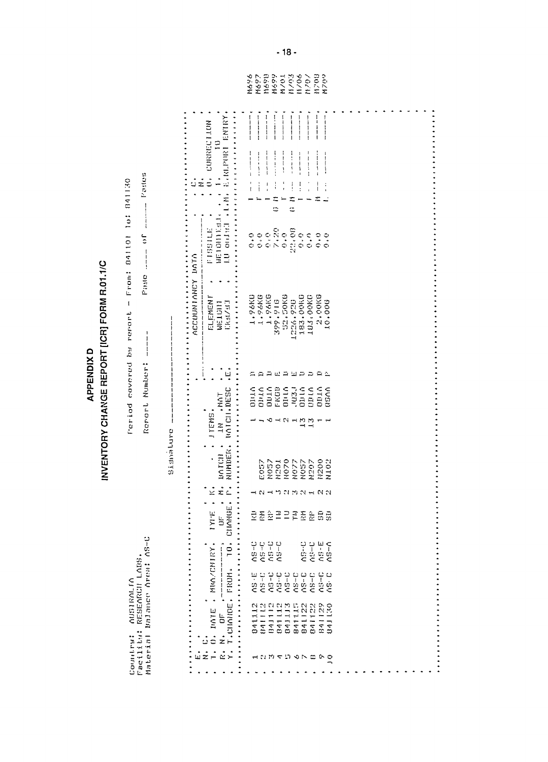# APPENDIX D

## INVENTORY CHANGE REPORT [ICR] FORM R.01.1/C

Country: AUSTRALIA
Facility: RESEARCH LABS.
Material Balance Area: AS-C

Period covered by report - From: 841101 To: 841130

Report Number: _____ Page ____ of ______ Pages

Signature ____________________

| E. N. T. R. Y. | C. O. N. | DATE OF CHANGE | MBA/ENTRY FROM. | MBA/ENTRY TO. | TYPE OF CHANGE | K. M. P. | BATCH NUMBER | ITEMS IN BATCH | MAT. DESC | E. | ELEMENT WEIGHT [KG/G] | FISSILE WEIGHT[ISOTOPE] IN GRAMS | C. O. N. | CORRECTION I.M. | TO EARLIER ENTRY | |
|---|---|---|---|---|---|---|---|---|---|---|---|---|---|---|---|---|
| 1 | | 841112 | AS-E | AS-C | RD | 1 | E057 | 1 | DD1A | D | 1.96KG | 0.0 | | I | | M696 |
| 2 | | 841112 | AS-C | AS-C | RM | 2 | N057 | 1 | DD1A | D | 1.96KG | 0.0 | | I | | M697 |
| 3 | | 841112 | AS-C | AS-C | RP | 1 | N201 | 6 | DD1A | D | 1.96KG | 0.0 | | I | | M698 |
| 4 | | 841112 | AS-C | AS-C | TW | 3 | N070 | 1 | FKDD | E | 399.91G | 7.20 | G M | | | M699 |
| 5 | | 841113 | AS-C | | TU | 2 | N077 | 2 | DD1A | D | 52.50KG | 0.0 | | I | | M701 |
| 6 | | 841115 | AS-C | | TW | 3 | N057 | 1 | J03J | E | 1226.92G | 22.08 | G M | | | M703 |
| 7 | | 841122 | AS-C | AS-C | RM | 2 | N207 | 13 | DD1A | D | 183.00KG | 0.0 | | I | | M706 |
| 8 | | 841122 | AS-C | AS-C | RP | 1 | N200 | 13 | DD1A | D | 183.00KG | 0.0 | | I | | M707 |
| 9 | | 841129 | AS-C | AS-E | SD | 2 | N102 | 1 | DD1A | D | 2.00KG | 0.0 | | M | | M708 |
| 10 | | 841130 | AS-C | AS-A | SD | 2 | | 1 | BSAA | P | 10.00G | 0.0 | | L | | M709 |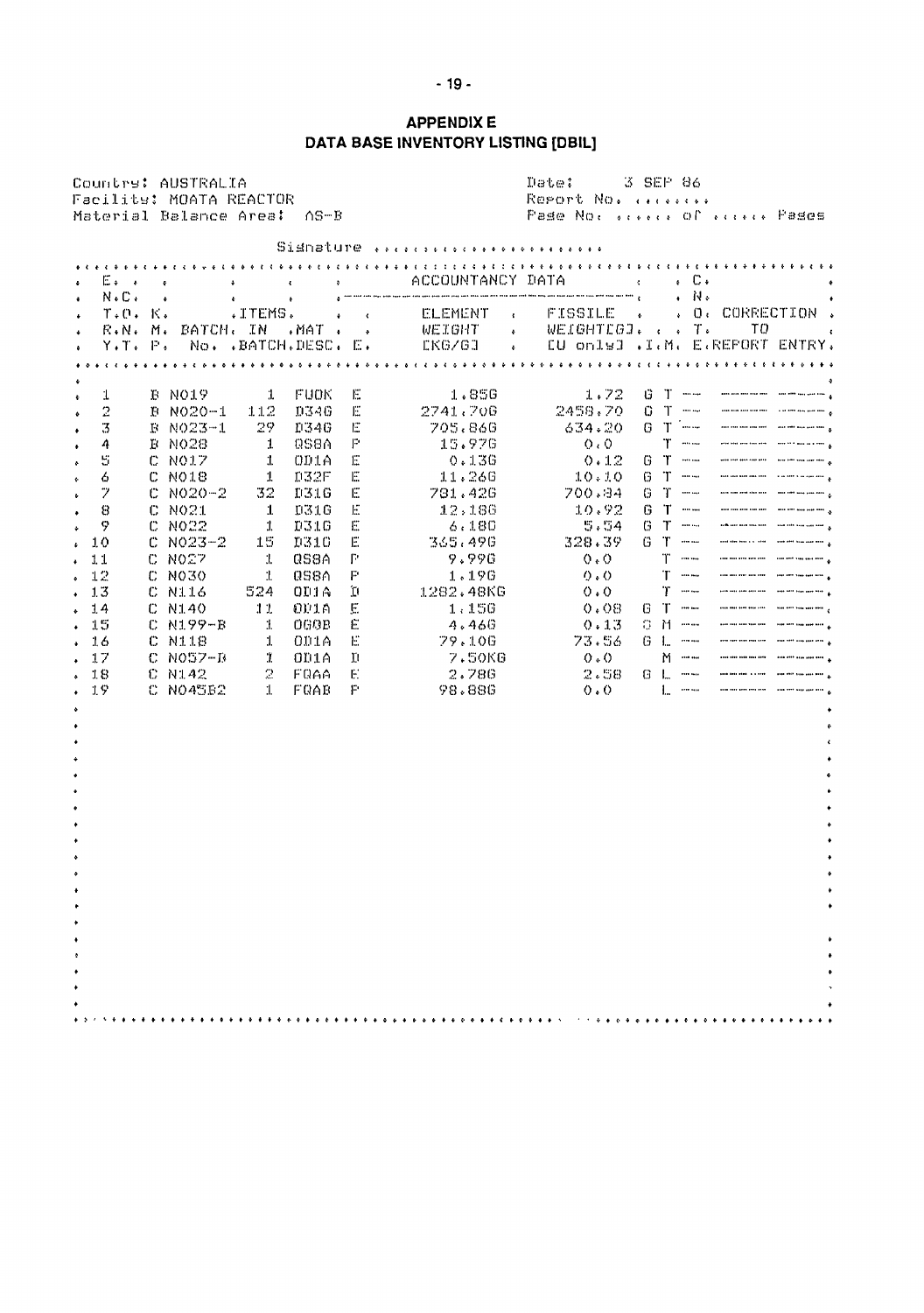## APPENDIX E
## DATA BASE INVENTORY LISTING [DBIL]

Country: AUSTRALIA
Facility: MOATA REACTOR
Material Balance Area: AS-B

Date: 3 SEP 86
Report No. ........
Page No: ...... of ...... Pages

Signature ......................

| E. N.C. T.O. R.N. Y.T. | K. M. P. | BATCH No. | ITEMS IN BATCH | MAT DESC. | E. | ELEMENT WEIGHT [KG/G] | FISSILE WEIGHT[G] [U only] | I. | C. N. O. T. M. | E. | CORRECTION TO REPORT ENTRY |
|---|---|---|---|---|---|---|---|---|---|---|---|
| 1 | B | N019 | 1 | FUOK | E | 1.85G | 1.72 | G | T | --- | -------- -------- |
| 2 | B | N020-1 | 112 | D34G | E | 2741.70G | 2458.70 | G | T | --- | -------- -------- |
| 3 | B | N023-1 | 29 | D34G | E | 705.86G | 634.20 | G | T | --- | -------- -------- |
| 4 | B | N028 | 1 | QS8A | P | 15.97G | 0.0 | | T | --- | -------- -------- |
| 5 | C | N017 | 1 | OD1A | E | 0.13G | 0.12 | G | T | --- | -------- -------- |
| 6 | C | N018 | 1 | D32F | E | 11.26G | 10.10 | G | T | --- | -------- -------- |
| 7 | C | N020-2 | 32 | D31G | E | 781.42G | 700.84 | G | T | --- | -------- -------- |
| 8 | C | N021 | 1 | D31G | E | 12.18G | 10.92 | G | T | --- | -------- -------- |
| 9 | C | N022 | 1 | D31G | E | 6.18G | 5.54 | G | T | --- | -------- -------- |
| 10 | C | N023-2 | 15 | D31G | E | 365.49G | 328.39 | G | T | --- | -------- -------- |
| 11 | C | N027 | 1 | QS8A | P | 9.99G | 0.0 | | T | --- | -------- -------- |
| 12 | C | N030 | 1 | QS8A | P | 1.19G | 0.0 | | T | --- | -------- -------- |
| 13 | C | N116 | 524 | OD1A | D | 1282.48KG | 0.0 | | T | --- | -------- -------- |
| 14 | C | N140 | 11 | OD1A | E | 1.15G | 0.08 | G | T | --- | -------- -------- |
| 15 | C | N199-B | 1 | OG0B | E | 4.46G | 0.13 | G | M | --- | -------- -------- |
| 16 | C | N118 | 1 | OD1A | E | 79.10G | 73.56 | G | L | --- | -------- -------- |
| 17 | C | N057-D | 1 | OD1A | D | 7.50KG | 0.0 | | M | --- | -------- -------- |
| 18 | C | N142 | 2 | FQAA | E | 2.78G | 2.58 | G | L | --- | -------- -------- |
| 19 | C | N045B2 | 1 | FQAB | P | 98.88G | 0.0 | | L | --- | -------- -------- |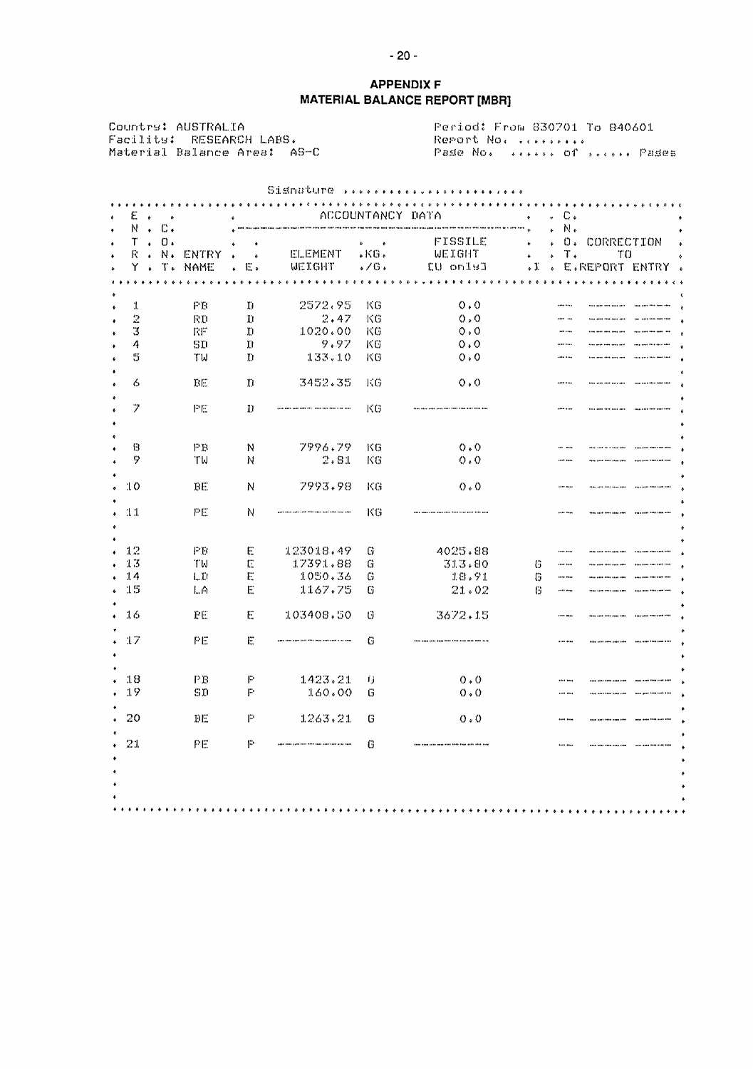## APPENDIX F
## MATERIAL BALANCE REPORT [MBR]

Country: AUSTRALIA
Facility: RESEARCH LABS.
Material Balance Area: AS-C

Period: From 830701 To 840601
Report No. .........
Page No. ...... of ...... Pages

Signature ........................

| ENTRY | CONT. | ENTRY NAME | E. | ELEMENT WEIGHT | KG./G. | FISSILE WEIGHT [U only] | I | CONT. | CORRECTION TO REPORT | ENTRY |
|---|---|---|---|---|---|---|---|---|---|---|
| 1 | | PB | D | 2572.95 | KG | 0.0 | | — | ——— | ——— |
| 2 | | RD | D | 2.47 | KG | 0.0 | | — | ——— | ——— |
| 3 | | RF | D | 1020.00 | KG | 0.0 | | — | ——— | ——— |
| 4 | | SD | D | 9.97 | KG | 0.0 | | — | ——— | ——— |
| 5 | | TW | D | 133.10 | KG | 0.0 | | — | ——— | ——— |
| 6 | | BE | D | 3452.35 | KG | 0.0 | | — | ——— | ——— |
| 7 | | PE | D | ——— | KG | ——— | | — | ——— | ——— |
| 8 | | PB | N | 7996.79 | KG | 0.0 | | — | ——— | ——— |
| 9 | | TW | N | 2.81 | KG | 0.0 | | — | ——— | ——— |
| 10 | | BE | N | 7993.98 | KG | 0.0 | | — | ——— | ——— |
| 11 | | PE | N | ——— | KG | ——— | | — | ——— | ——— |
| 12 | | PB | E | 123018.49 | G | 4025.88 | | — | ——— | ——— |
| 13 | | TW | E | 17391.88 | G | 313.80 | G | — | ——— | ——— |
| 14 | | LD | E | 1050.36 | G | 18.91 | G | — | ——— | ——— |
| 15 | | LA | E | 1167.75 | G | 21.02 | G | — | ——— | ——— |
| 16 | | PE | E | 103408.50 | G | 3672.15 | | — | ——— | ——— |
| 17 | | PE | E | ——— | G | ——— | | — | ——— | ——— |
| 18 | | PB | P | 1423.21 | G | 0.0 | | — | ——— | ——— |
| 19 | | SD | P | 160.00 | G | 0.0 | | — | ——— | ——— |
| 20 | | BE | P | 1263.21 | G | 0.0 | | — | ——— | ——— |
| 21 | | PE | P | ——— | G | ——— | | — | ——— | ——— |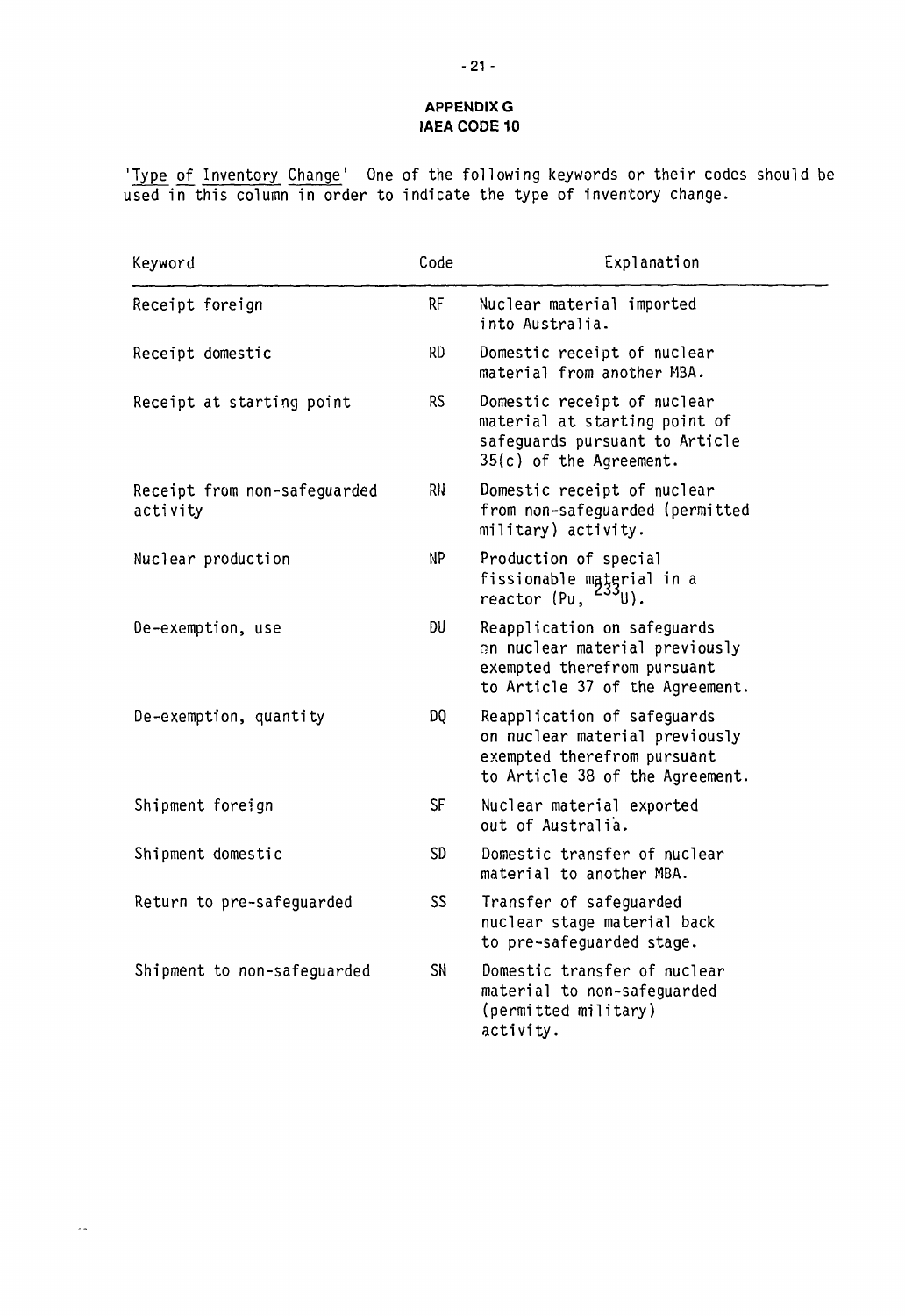## APPENDIX G
## IAEA CODE 10

'Type of Inventory Change' One of the following keywords or their codes should be used in this column in order to indicate the type of inventory change.

| Keyword | Code | Explanation |
|---|---|---|
| Receipt foreign | RF | Nuclear material imported into Australia. |
| Receipt domestic | RD | Domestic receipt of nuclear material from another MBA. |
| Receipt at starting point | RS | Domestic receipt of nuclear material at starting point of safeguards pursuant to Article 35(c) of the Agreement. |
| Receipt from non-safeguarded activity | RN | Domestic receipt of nuclear from non-safeguarded (permitted military) activity. |
| Nuclear production | NP | Production of special fissionable material in a reactor (Pu, $^{233}U$). |
| De-exemption, use | DU | Reapplication on safeguards on nuclear material previously exempted therefrom pursuant to Article 37 of the Agreement. |
| De-exemption, quantity | DQ | Reapplication of safeguards on nuclear material previously exempted therefrom pursuant to Article 38 of the Agreement. |
| Shipment foreign | SF | Nuclear material exported out of Australia. |
| Shipment domestic | SD | Domestic transfer of nuclear material to another MBA. |
| Return to pre-safeguarded | SS | Transfer of safeguarded nuclear stage material back to pre-safeguarded stage. |
| Shipment to non-safeguarded | SN | Domestic transfer of nuclear material to non-safeguarded (permitted military) activity. |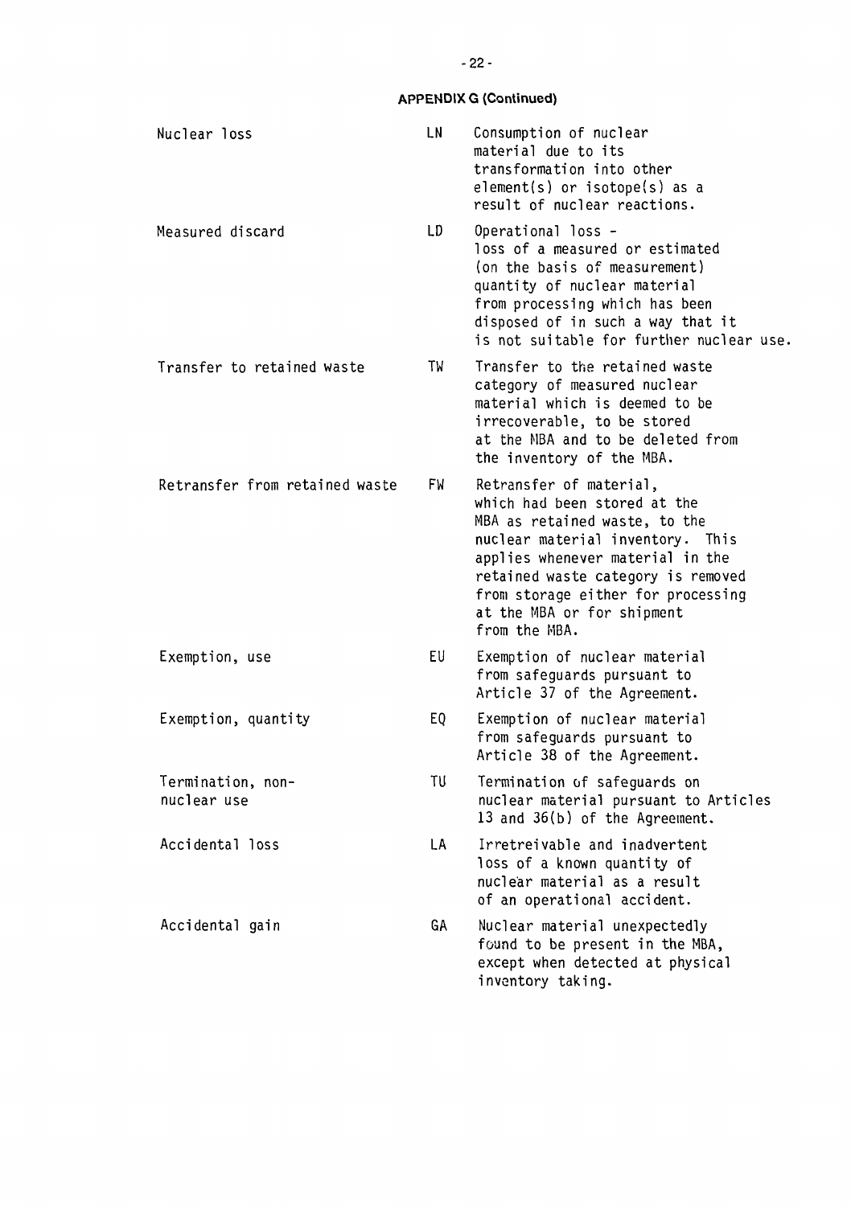## APPENDIX G (Continued)

| | | |
|---|---|---|
| Nuclear loss | LN | Consumption of nuclear material due to its transformation into other element(s) or isotope(s) as a result of nuclear reactions. |
| Measured discard | LD | Operational loss - loss of a measured or estimated (on the basis of measurement) quantity of nuclear material from processing which has been disposed of in such a way that it is not suitable for further nuclear use. |
| Transfer to retained waste | TW | Transfer to the retained waste category of measured nuclear material which is deemed to be irrecoverable, to be stored at the MBA and to be deleted from the inventory of the MBA. |
| Retransfer from retained waste | FW | Retransfer of material, which had been stored at the MBA as retained waste, to the nuclear material inventory. This applies whenever material in the retained waste category is removed from storage either for processing at the MBA or for shipment from the MBA. |
| Exemption, use | EU | Exemption of nuclear material from safeguards pursuant to Article 37 of the Agreement. |
| Exemption, quantity | EQ | Exemption of nuclear material from safeguards pursuant to Article 38 of the Agreement. |
| Termination, non-nuclear use | TU | Termination of safeguards on nuclear material pursuant to Articles 13 and 36(b) of the Agreement. |
| Accidental loss | LA | Irretreivable and inadvertent loss of a known quantity of nuclear material as a result of an operational accident. |
| Accidental gain | GA | Nuclear material unexpectedly found to be present in the MBA, except when detected at physical inventory taking. |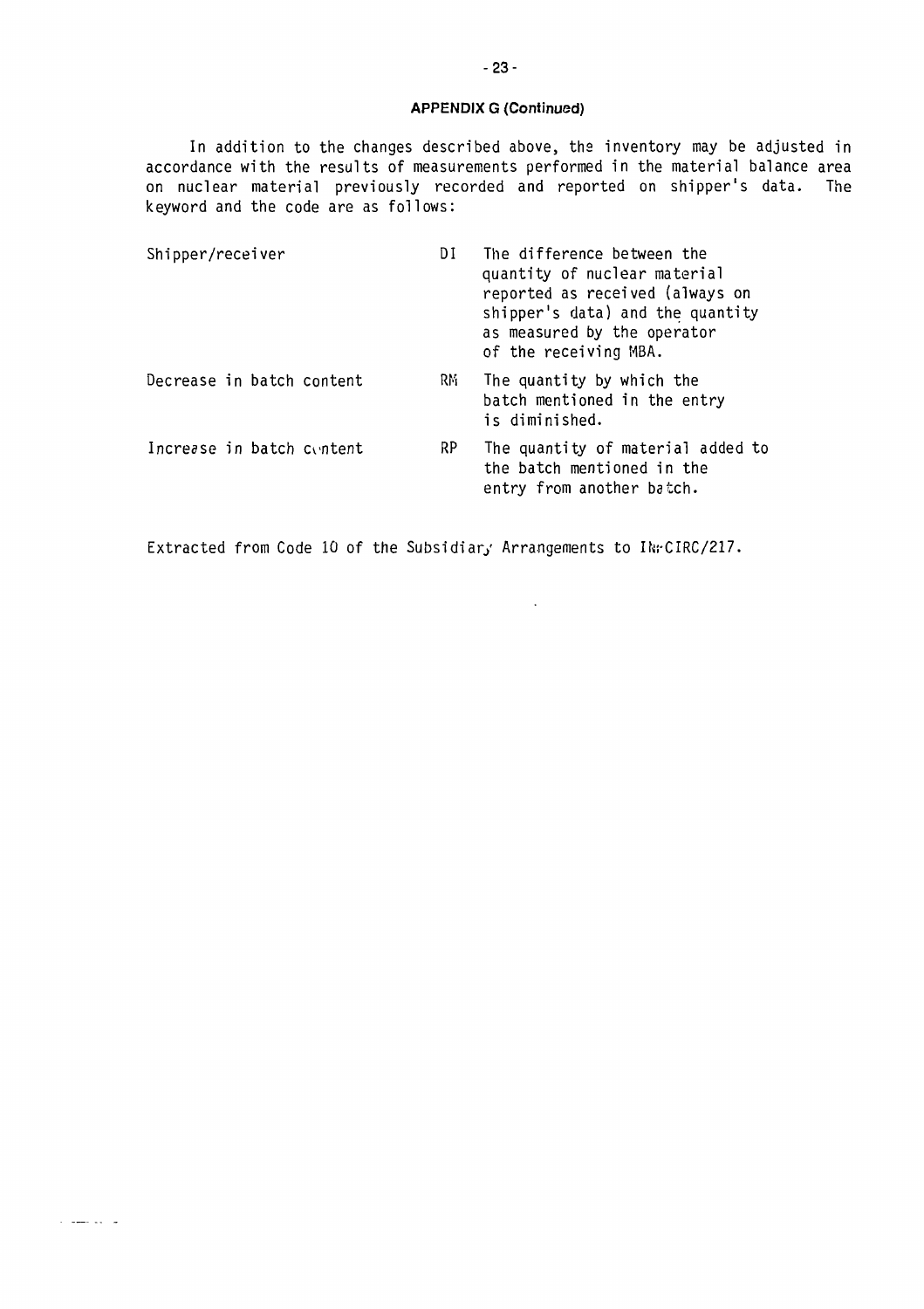**APPENDIX G (Continued)**

In addition to the changes described above, the inventory may be adjusted in accordance with the results of measurements performed in the material balance area on nuclear material previously recorded and reported on shipper's data. The keyword and the code are as follows:

| | | |
|---|---|---|
| Shipper/receiver | DI | The difference between the quantity of nuclear material reported as received (always on shipper's data) and the quantity as measured by the operator of the receiving MBA. |
| Decrease in batch content | RM | The quantity by which the batch mentioned in the entry is diminished. |
| Increase in batch content | RP | The quantity of material added to the batch mentioned in the entry from another batch. |

Extracted from Code 10 of the Subsidiary Arrangements to INFCIRC/217.